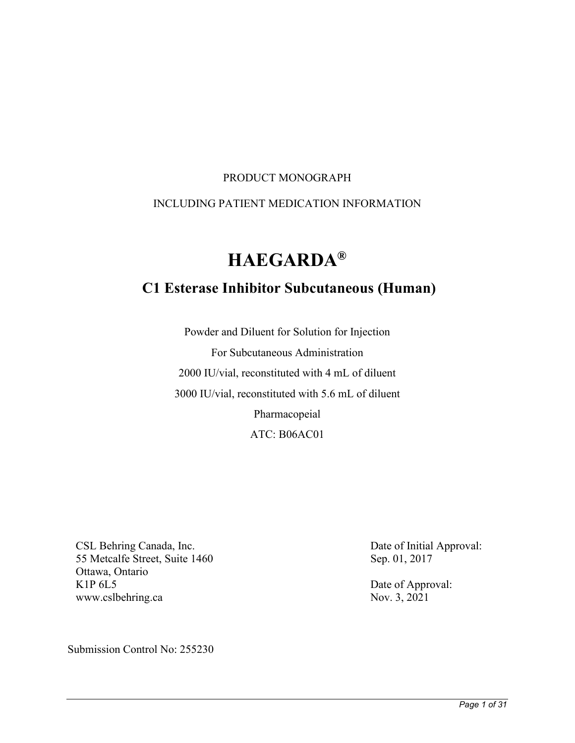PRODUCT MONOGRAPH

INCLUDING PATIENT MEDICATION INFORMATION

# HAEGARDA®

## C1 Esterase Inhibitor Subcutaneous (Human)

Powder and Diluent for Solution for Injection

For Subcutaneous Administration

2000 IU/vial, reconstituted with 4 mL of diluent

3000 IU/vial, reconstituted with 5.6 mL of diluent

Pharmacopeial

ATC: B06AC01

CSL Behring Canada, Inc.
55 Metcalfe Street, Suite 1460
Ottawa, Ontario
K1P 6L5
www.cslbehring.ca

Date of Initial Approval:
Sep. 01, 2017

Date of Approval:
Nov. 3, 2021

Submission Control No: 255230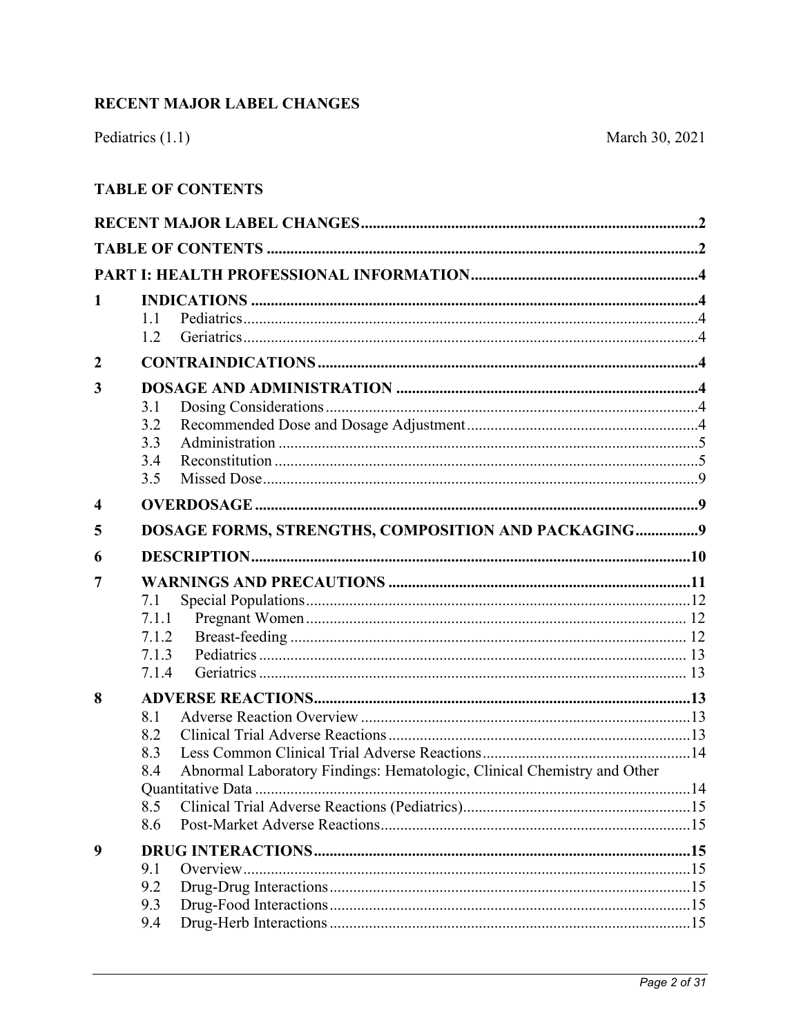## RECENT MAJOR LABEL CHANGES

Pediatrics (1.1) March 30, 2021

## TABLE OF CONTENTS

**RECENT MAJOR LABEL CHANGES** .......... 2

**TABLE OF CONTENTS** .......... 2

**PART I: HEALTH PROFESSIONAL INFORMATION** .......... 4

**1 INDICATIONS** .......... 4
- 1.1 Pediatrics .......... 4
- 1.2 Geriatrics .......... 4

**2 CONTRAINDICATIONS** .......... 4

**3 DOSAGE AND ADMINISTRATION** .......... 4
- 3.1 Dosing Considerations .......... 4
- 3.2 Recommended Dose and Dosage Adjustment .......... 4
- 3.3 Administration .......... 5
- 3.4 Reconstitution .......... 5
- 3.5 Missed Dose .......... 9

**4 OVERDOSAGE** .......... 9

**5 DOSAGE FORMS, STRENGTHS, COMPOSITION AND PACKAGING** .......... 9

**6 DESCRIPTION** .......... 10

**7 WARNINGS AND PRECAUTIONS** .......... 11
- 7.1 Special Populations .......... 12
- 7.1.1 Pregnant Women .......... 12
- 7.1.2 Breast-feeding .......... 12
- 7.1.3 Pediatrics .......... 13
- 7.1.4 Geriatrics .......... 13

**8 ADVERSE REACTIONS** .......... 13
- 8.1 Adverse Reaction Overview .......... 13
- 8.2 Clinical Trial Adverse Reactions .......... 13
- 8.3 Less Common Clinical Trial Adverse Reactions .......... 14
- 8.4 Abnormal Laboratory Findings: Hematologic, Clinical Chemistry and Other Quantitative Data .......... 14
- 8.5 Clinical Trial Adverse Reactions (Pediatrics) .......... 15
- 8.6 Post-Market Adverse Reactions .......... 15

**9 DRUG INTERACTIONS** .......... 15
- 9.1 Overview .......... 15
- 9.2 Drug-Drug Interactions .......... 15
- 9.3 Drug-Food Interactions .......... 15
- 9.4 Drug-Herb Interactions .......... 15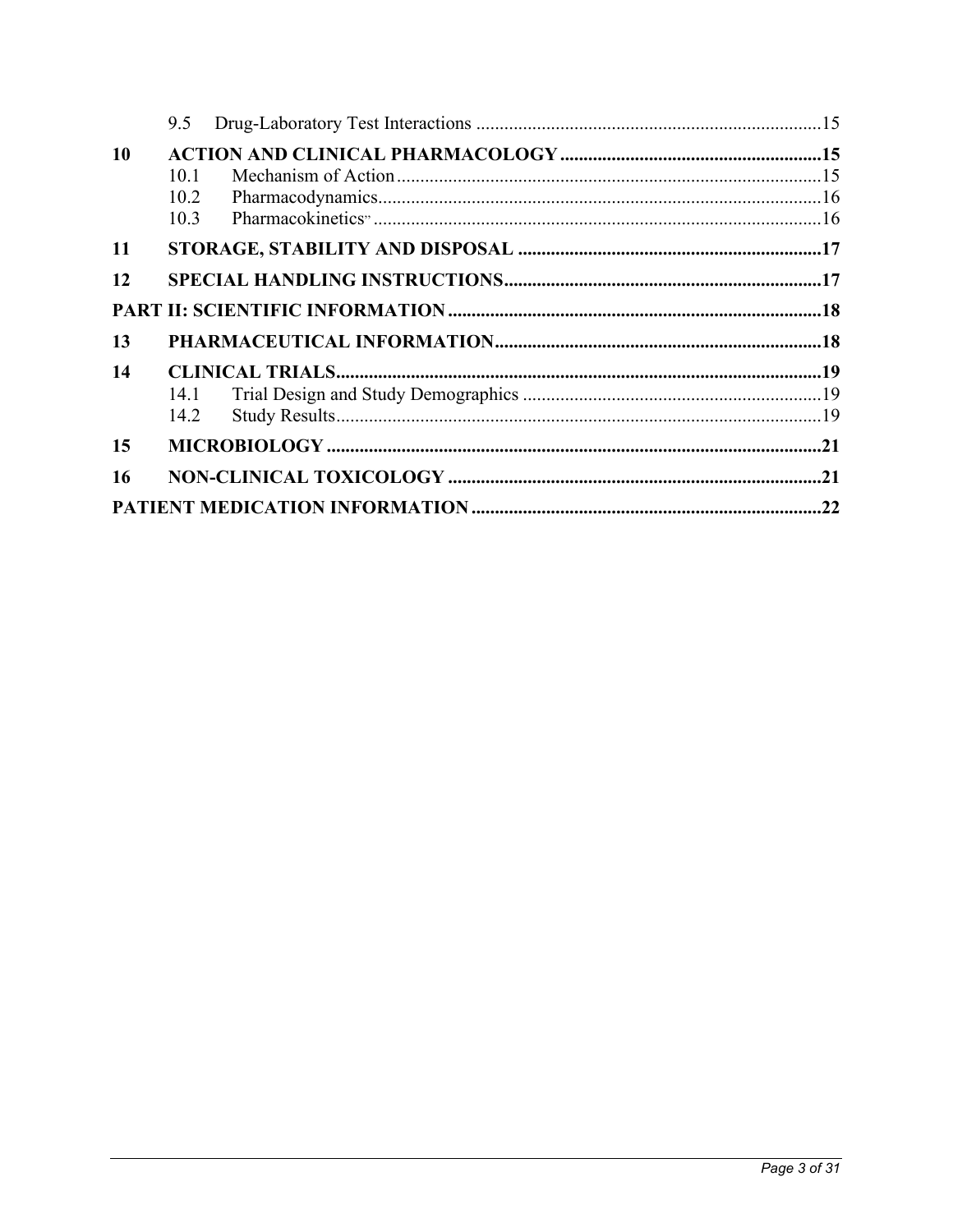| | | |
|---|---|---|
| | 9.5 Drug-Laboratory Test Interactions | 15 |
| **10** | **ACTION AND CLINICAL PHARMACOLOGY** | **15** |
| | 10.1 Mechanism of Action | 15 |
| | 10.2 Pharmacodynamics | 16 |
| | 10.3 Pharmacokinetics | 16 |
| **11** | **STORAGE, STABILITY AND DISPOSAL** | **17** |
| **12** | **SPECIAL HANDLING INSTRUCTIONS** | **17** |
| **PART II: SCIENTIFIC INFORMATION** | | **18** |
| **13** | **PHARMACEUTICAL INFORMATION** | **18** |
| **14** | **CLINICAL TRIALS** | **19** |
| | 14.1 Trial Design and Study Demographics | 19 |
| | 14.2 Study Results | 19 |
| **15** | **MICROBIOLOGY** | **21** |
| **16** | **NON-CLINICAL TOXICOLOGY** | **21** |
| **PATIENT MEDICATION INFORMATION** | | **22** |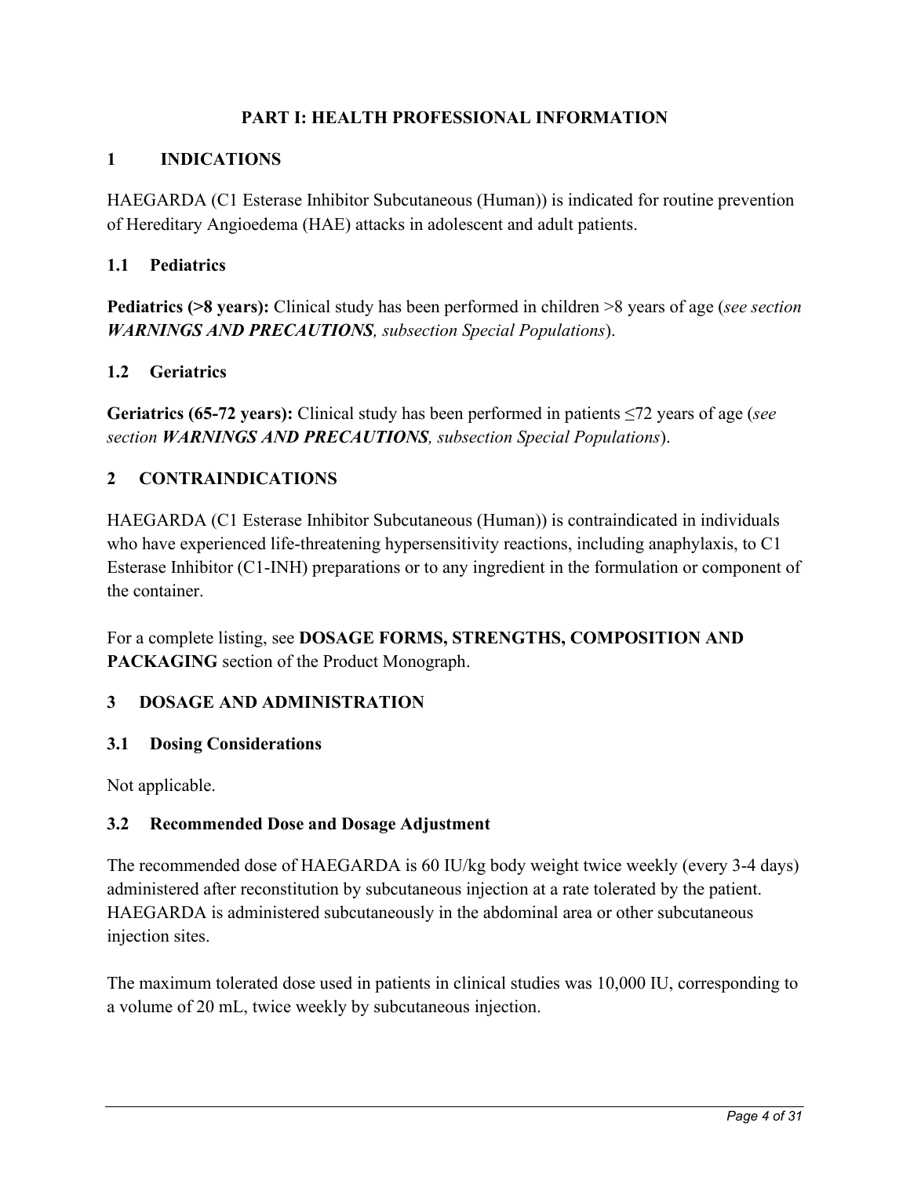# PART I: HEALTH PROFESSIONAL INFORMATION

## 1 INDICATIONS

HAEGARDA (C1 Esterase Inhibitor Subcutaneous (Human)) is indicated for routine prevention of Hereditary Angioedema (HAE) attacks in adolescent and adult patients.

### 1.1 Pediatrics

**Pediatrics (>8 years):** Clinical study has been performed in children >8 years of age (*see section **WARNINGS AND PRECAUTIONS**, subsection Special Populations*).

### 1.2 Geriatrics

**Geriatrics (65-72 years):** Clinical study has been performed in patients ≤72 years of age (*see section **WARNINGS AND PRECAUTIONS**, subsection Special Populations*).

## 2 CONTRAINDICATIONS

HAEGARDA (C1 Esterase Inhibitor Subcutaneous (Human)) is contraindicated in individuals who have experienced life-threatening hypersensitivity reactions, including anaphylaxis, to C1 Esterase Inhibitor (C1-INH) preparations or to any ingredient in the formulation or component of the container.

For a complete listing, see **DOSAGE FORMS, STRENGTHS, COMPOSITION AND PACKAGING** section of the Product Monograph.

## 3 DOSAGE AND ADMINISTRATION

### 3.1 Dosing Considerations

Not applicable.

### 3.2 Recommended Dose and Dosage Adjustment

The recommended dose of HAEGARDA is 60 IU/kg body weight twice weekly (every 3-4 days) administered after reconstitution by subcutaneous injection at a rate tolerated by the patient. HAEGARDA is administered subcutaneously in the abdominal area or other subcutaneous injection sites.

The maximum tolerated dose used in patients in clinical studies was 10,000 IU, corresponding to a volume of 20 mL, twice weekly by subcutaneous injection.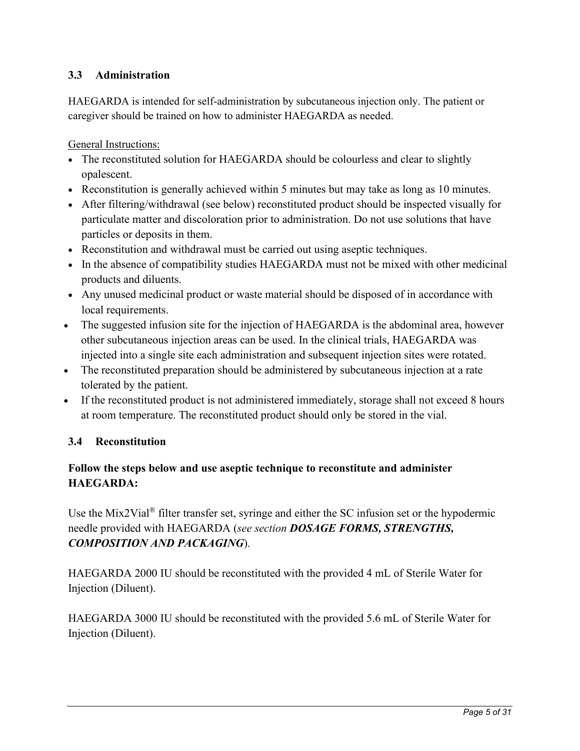### 3.3 Administration

HAEGARDA is intended for self-administration by subcutaneous injection only. The patient or caregiver should be trained on how to administer HAEGARDA as needed.

General Instructions:

- The reconstituted solution for HAEGARDA should be colourless and clear to slightly opalescent.
- Reconstitution is generally achieved within 5 minutes but may take as long as 10 minutes.
- After filtering/withdrawal (see below) reconstituted product should be inspected visually for particulate matter and discoloration prior to administration. Do not use solutions that have particles or deposits in them.
- Reconstitution and withdrawal must be carried out using aseptic techniques.
- In the absence of compatibility studies HAEGARDA must not be mixed with other medicinal products and diluents.
- Any unused medicinal product or waste material should be disposed of in accordance with local requirements.
- The suggested infusion site for the injection of HAEGARDA is the abdominal area, however other subcutaneous injection areas can be used. In the clinical trials, HAEGARDA was injected into a single site each administration and subsequent injection sites were rotated.
- The reconstituted preparation should be administered by subcutaneous injection at a rate tolerated by the patient.
- If the reconstituted product is not administered immediately, storage shall not exceed 8 hours at room temperature. The reconstituted product should only be stored in the vial.

### 3.4 Reconstitution

**Follow the steps below and use aseptic technique to reconstitute and administer HAEGARDA:**

Use the Mix2Vial® filter transfer set, syringe and either the SC infusion set or the hypodermic needle provided with HAEGARDA (*see section* ***DOSAGE FORMS, STRENGTHS, COMPOSITION AND PACKAGING***).

HAEGARDA 2000 IU should be reconstituted with the provided 4 mL of Sterile Water for Injection (Diluent).

HAEGARDA 3000 IU should be reconstituted with the provided 5.6 mL of Sterile Water for Injection (Diluent).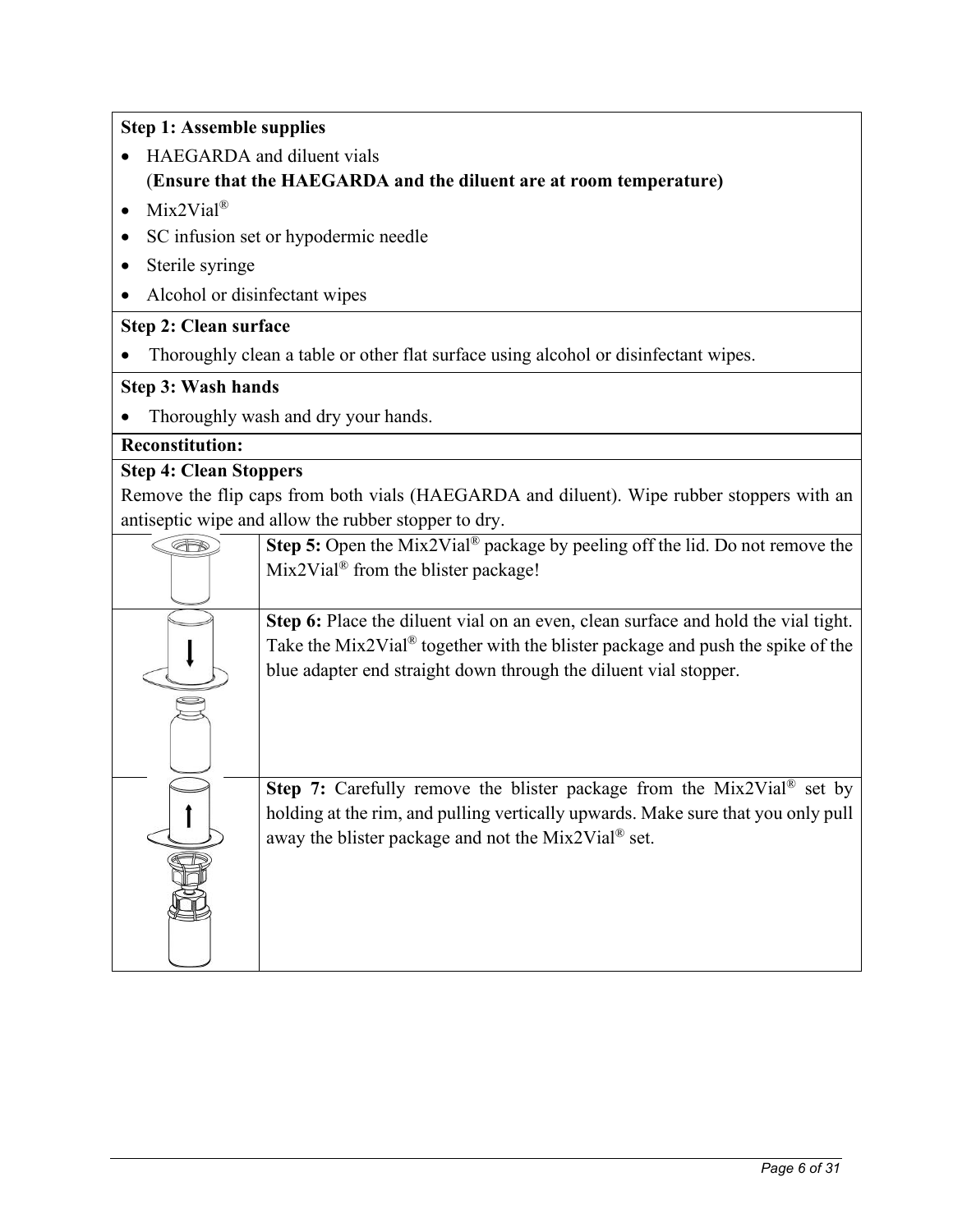**Step 1: Assemble supplies**

- HAEGARDA and diluent vials
  (**Ensure that the HAEGARDA and the diluent are at room temperature)**
- Mix2Vial®
- SC infusion set or hypodermic needle
- Sterile syringe
- Alcohol or disinfectant wipes

**Step 2: Clean surface**

- Thoroughly clean a table or other flat surface using alcohol or disinfectant wipes.

**Step 3: Wash hands**

- Thoroughly wash and dry your hands.

**Reconstitution:**

**Step 4: Clean Stoppers**

Remove the flip caps from both vials (HAEGARDA and diluent). Wipe rubber stoppers with an antiseptic wipe and allow the rubber stopper to dry.

**Step 5:** Open the Mix2Vial® package by peeling off the lid. Do not remove the Mix2Vial® from the blister package!

**Step 6:** Place the diluent vial on an even, clean surface and hold the vial tight. Take the Mix2Vial® together with the blister package and push the spike of the blue adapter end straight down through the diluent vial stopper.

**Step 7:** Carefully remove the blister package from the Mix2Vial® set by holding at the rim, and pulling vertically upwards. Make sure that you only pull away the blister package and not the Mix2Vial® set.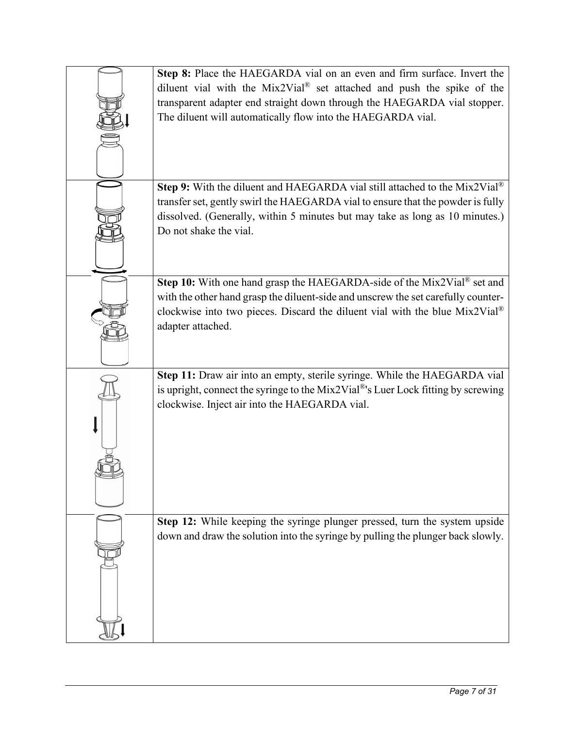| | |
|---|---|
| | **Step 8:** Place the HAEGARDA vial on an even and firm surface. Invert the diluent vial with the Mix2Vial® set attached and push the spike of the transparent adapter end straight down through the HAEGARDA vial stopper. The diluent will automatically flow into the HAEGARDA vial. |
| | **Step 9:** With the diluent and HAEGARDA vial still attached to the Mix2Vial® transfer set, gently swirl the HAEGARDA vial to ensure that the powder is fully dissolved. (Generally, within 5 minutes but may take as long as 10 minutes.) Do not shake the vial. |
| | **Step 10:** With one hand grasp the HAEGARDA-side of the Mix2Vial® set and with the other hand grasp the diluent-side and unscrew the set carefully counter-clockwise into two pieces. Discard the diluent vial with the blue Mix2Vial® adapter attached. |
| | **Step 11:** Draw air into an empty, sterile syringe. While the HAEGARDA vial is upright, connect the syringe to the Mix2Vial®'s Luer Lock fitting by screwing clockwise. Inject air into the HAEGARDA vial. |
| | **Step 12:** While keeping the syringe plunger pressed, turn the system upside down and draw the solution into the syringe by pulling the plunger back slowly. |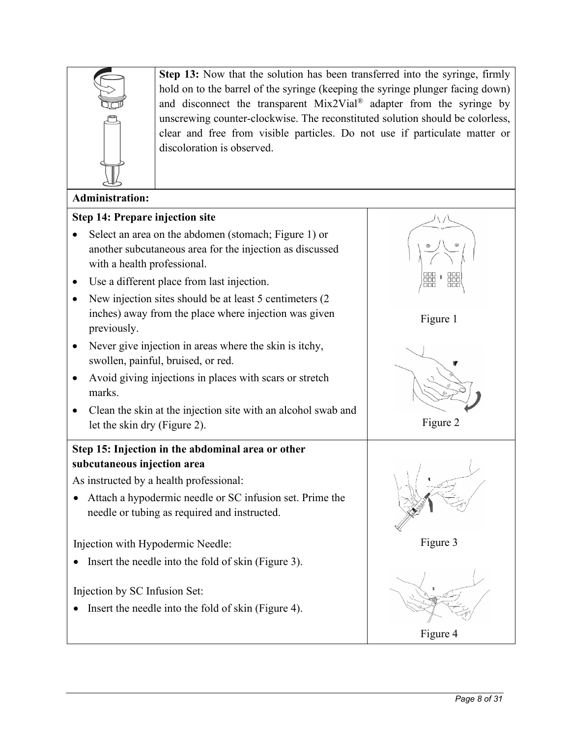**Step 13:** Now that the solution has been transferred into the syringe, firmly hold on to the barrel of the syringe (keeping the syringe plunger facing down) and disconnect the transparent Mix2Vial® adapter from the syringe by unscrewing counter-clockwise. The reconstituted solution should be colorless, clear and free from visible particles. Do not use if particulate matter or discoloration is observed.

**Administration:**

**Step 14: Prepare injection site**

- Select an area on the abdomen (stomach; Figure 1) or another subcutaneous area for the injection as discussed with a health professional.
- Use a different place from last injection.
- New injection sites should be at least 5 centimeters (2 inches) away from the place where injection was given previously.
- Never give injection in areas where the skin is itchy, swollen, painful, bruised, or red.
- Avoid giving injections in places with scars or stretch marks.
- Clean the skin at the injection site with an alcohol swab and let the skin dry (Figure 2).

Figure 1

Figure 2

**Step 15: Injection in the abdominal area or other subcutaneous injection area**

As instructed by a health professional:

- Attach a hypodermic needle or SC infusion set. Prime the needle or tubing as required and instructed.

Injection with Hypodermic Needle:

- Insert the needle into the fold of skin (Figure 3).

Injection by SC Infusion Set:

- Insert the needle into the fold of skin (Figure 4).

Figure 3

Figure 4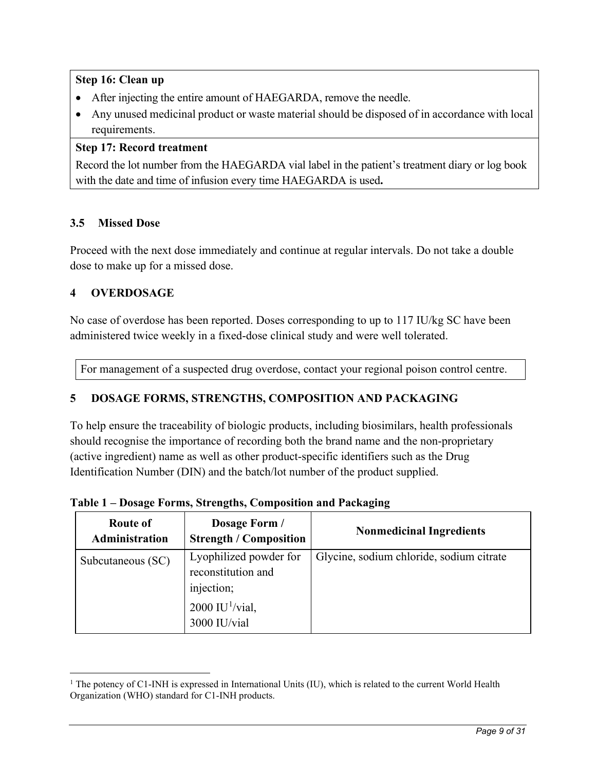**Step 16: Clean up**

- After injecting the entire amount of HAEGARDA, remove the needle.
- Any unused medicinal product or waste material should be disposed of in accordance with local requirements.

**Step 17: Record treatment**

Record the lot number from the HAEGARDA vial label in the patient's treatment diary or log book with the date and time of infusion every time HAEGARDA is used**.**

### 3.5 Missed Dose

Proceed with the next dose immediately and continue at regular intervals. Do not take a double dose to make up for a missed dose.

## 4 OVERDOSAGE

No case of overdose has been reported. Doses corresponding to up to 117 IU/kg SC have been administered twice weekly in a fixed-dose clinical study and were well tolerated.

For management of a suspected drug overdose, contact your regional poison control centre.

## 5 DOSAGE FORMS, STRENGTHS, COMPOSITION AND PACKAGING

To help ensure the traceability of biologic products, including biosimilars, health professionals should recognise the importance of recording both the brand name and the non-proprietary (active ingredient) name as well as other product-specific identifiers such as the Drug Identification Number (DIN) and the batch/lot number of the product supplied.

**Table 1 – Dosage Forms, Strengths, Composition and Packaging**

| Route of Administration | Dosage Form / Strength / Composition | Nonmedicinal Ingredients |
|---|---|---|
| Subcutaneous (SC) | Lyophilized powder for reconstitution and injection; 2000 IU[1]/vial, 3000 IU/vial | Glycine, sodium chloride, sodium citrate |

[1] The potency of C1-INH is expressed in International Units (IU), which is related to the current World Health Organization (WHO) standard for C1-INH products.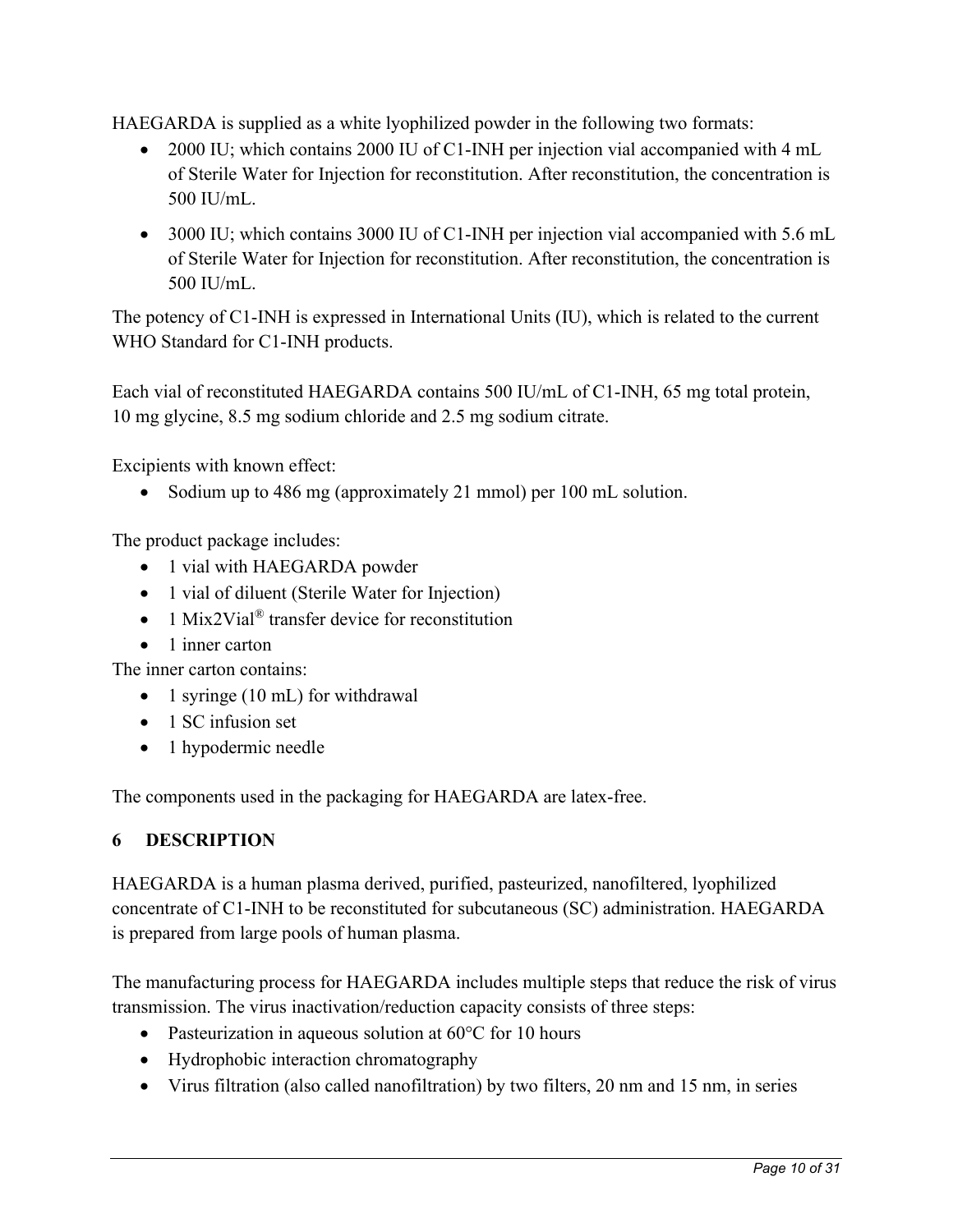HAEGARDA is supplied as a white lyophilized powder in the following two formats:

- 2000 IU; which contains 2000 IU of C1-INH per injection vial accompanied with 4 mL of Sterile Water for Injection for reconstitution. After reconstitution, the concentration is 500 IU/mL.
- 3000 IU; which contains 3000 IU of C1-INH per injection vial accompanied with 5.6 mL of Sterile Water for Injection for reconstitution. After reconstitution, the concentration is 500 IU/mL.

The potency of C1-INH is expressed in International Units (IU), which is related to the current WHO Standard for C1-INH products.

Each vial of reconstituted HAEGARDA contains 500 IU/mL of C1-INH, 65 mg total protein, 10 mg glycine, 8.5 mg sodium chloride and 2.5 mg sodium citrate.

Excipients with known effect:

- Sodium up to 486 mg (approximately 21 mmol) per 100 mL solution.

The product package includes:

- 1 vial with HAEGARDA powder
- 1 vial of diluent (Sterile Water for Injection)
- 1 Mix2Vial® transfer device for reconstitution
- 1 inner carton

The inner carton contains:

- 1 syringe (10 mL) for withdrawal
- 1 SC infusion set
- 1 hypodermic needle

The components used in the packaging for HAEGARDA are latex-free.

## 6 DESCRIPTION

HAEGARDA is a human plasma derived, purified, pasteurized, nanofiltered, lyophilized concentrate of C1-INH to be reconstituted for subcutaneous (SC) administration. HAEGARDA is prepared from large pools of human plasma.

The manufacturing process for HAEGARDA includes multiple steps that reduce the risk of virus transmission. The virus inactivation/reduction capacity consists of three steps:

- Pasteurization in aqueous solution at 60°C for 10 hours
- Hydrophobic interaction chromatography
- Virus filtration (also called nanofiltration) by two filters, 20 nm and 15 nm, in series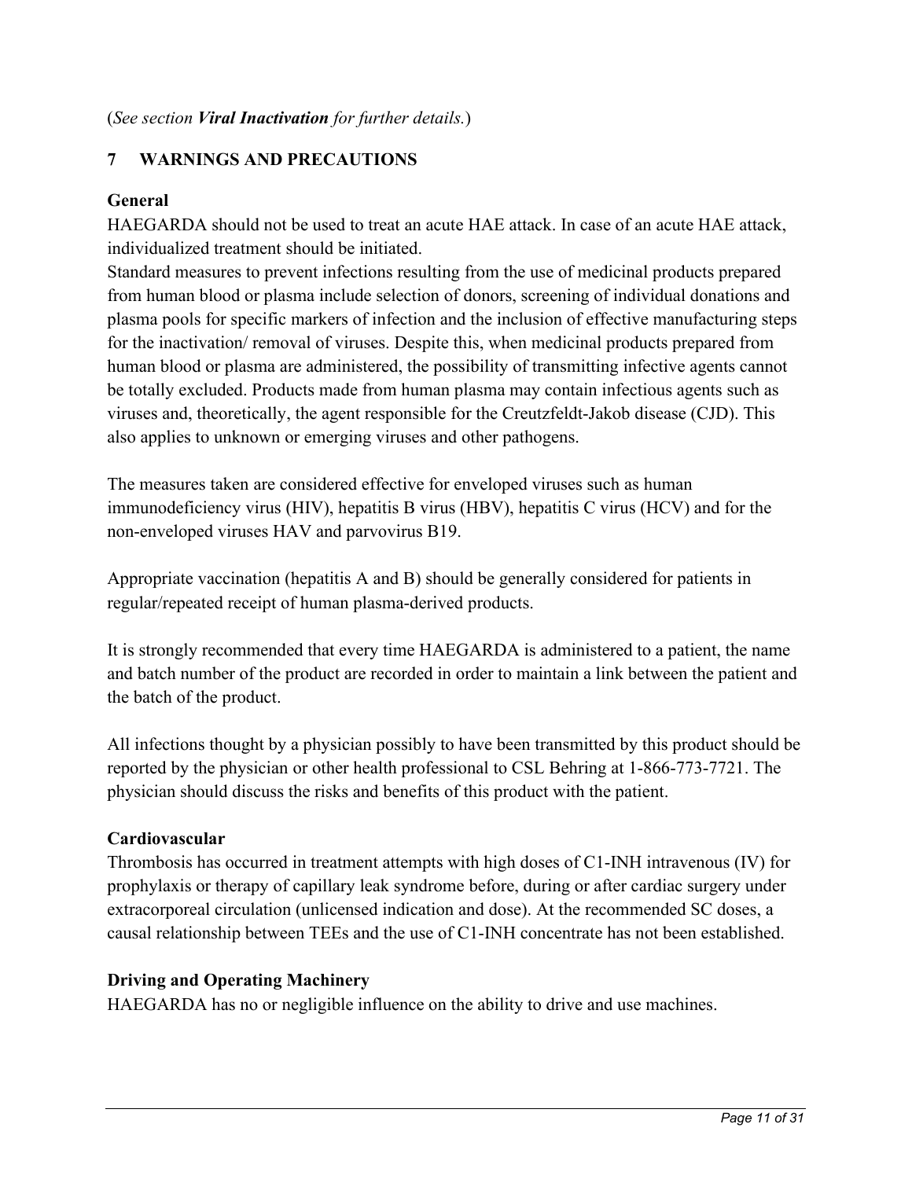(*See section **Viral Inactivation** for further details.*)

## 7 WARNINGS AND PRECAUTIONS

### General

HAEGARDA should not be used to treat an acute HAE attack. In case of an acute HAE attack, individualized treatment should be initiated.

Standard measures to prevent infections resulting from the use of medicinal products prepared from human blood or plasma include selection of donors, screening of individual donations and plasma pools for specific markers of infection and the inclusion of effective manufacturing steps for the inactivation/ removal of viruses. Despite this, when medicinal products prepared from human blood or plasma are administered, the possibility of transmitting infective agents cannot be totally excluded. Products made from human plasma may contain infectious agents such as viruses and, theoretically, the agent responsible for the Creutzfeldt-Jakob disease (CJD). This also applies to unknown or emerging viruses and other pathogens.

The measures taken are considered effective for enveloped viruses such as human immunodeficiency virus (HIV), hepatitis B virus (HBV), hepatitis C virus (HCV) and for the non-enveloped viruses HAV and parvovirus B19.

Appropriate vaccination (hepatitis A and B) should be generally considered for patients in regular/repeated receipt of human plasma-derived products.

It is strongly recommended that every time HAEGARDA is administered to a patient, the name and batch number of the product are recorded in order to maintain a link between the patient and the batch of the product.

All infections thought by a physician possibly to have been transmitted by this product should be reported by the physician or other health professional to CSL Behring at 1-866-773-7721. The physician should discuss the risks and benefits of this product with the patient.

### Cardiovascular

Thrombosis has occurred in treatment attempts with high doses of C1-INH intravenous (IV) for prophylaxis or therapy of capillary leak syndrome before, during or after cardiac surgery under extracorporeal circulation (unlicensed indication and dose). At the recommended SC doses, a causal relationship between TEEs and the use of C1-INH concentrate has not been established.

### Driving and Operating Machinery

HAEGARDA has no or negligible influence on the ability to drive and use machines.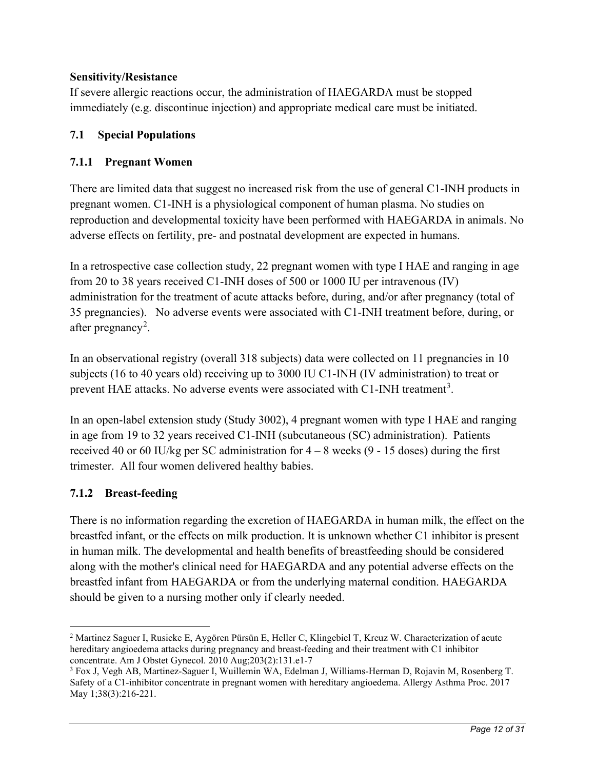**Sensitivity/Resistance**

If severe allergic reactions occur, the administration of HAEGARDA must be stopped immediately (e.g. discontinue injection) and appropriate medical care must be initiated.

## 7.1 Special Populations

### 7.1.1 Pregnant Women

There are limited data that suggest no increased risk from the use of general C1-INH products in pregnant women. C1-INH is a physiological component of human plasma. No studies on reproduction and developmental toxicity have been performed with HAEGARDA in animals. No adverse effects on fertility, pre- and postnatal development are expected in humans.

In a retrospective case collection study, 22 pregnant women with type I HAE and ranging in age from 20 to 38 years received C1-INH doses of 500 or 1000 IU per intravenous (IV) administration for the treatment of acute attacks before, during, and/or after pregnancy (total of 35 pregnancies). No adverse events were associated with C1-INH treatment before, during, or after pregnancy[2].

In an observational registry (overall 318 subjects) data were collected on 11 pregnancies in 10 subjects (16 to 40 years old) receiving up to 3000 IU C1-INH (IV administration) to treat or prevent HAE attacks. No adverse events were associated with C1-INH treatment[3].

In an open-label extension study (Study 3002), 4 pregnant women with type I HAE and ranging in age from 19 to 32 years received C1-INH (subcutaneous (SC) administration). Patients received 40 or 60 IU/kg per SC administration for 4 – 8 weeks (9 - 15 doses) during the first trimester. All four women delivered healthy babies.

### 7.1.2 Breast-feeding

There is no information regarding the excretion of HAEGARDA in human milk, the effect on the breastfed infant, or the effects on milk production. It is unknown whether C1 inhibitor is present in human milk. The developmental and health benefits of breastfeeding should be considered along with the mother's clinical need for HAEGARDA and any potential adverse effects on the breastfed infant from HAEGARDA or from the underlying maternal condition. HAEGARDA should be given to a nursing mother only if clearly needed.

---

[2] Martinez Saguer I, Rusicke E, Aygören Pürsün E, Heller C, Klingebiel T, Kreuz W. Characterization of acute hereditary angioedema attacks during pregnancy and breast-feeding and their treatment with C1 inhibitor concentrate. Am J Obstet Gynecol. 2010 Aug;203(2):131.e1-7

[3] Fox J, Vegh AB, Martinez-Saguer I, Wuillemin WA, Edelman J, Williams-Herman D, Rojavin M, Rosenberg T. Safety of a C1-inhibitor concentrate in pregnant women with hereditary angioedema. Allergy Asthma Proc. 2017 May 1;38(3):216-221.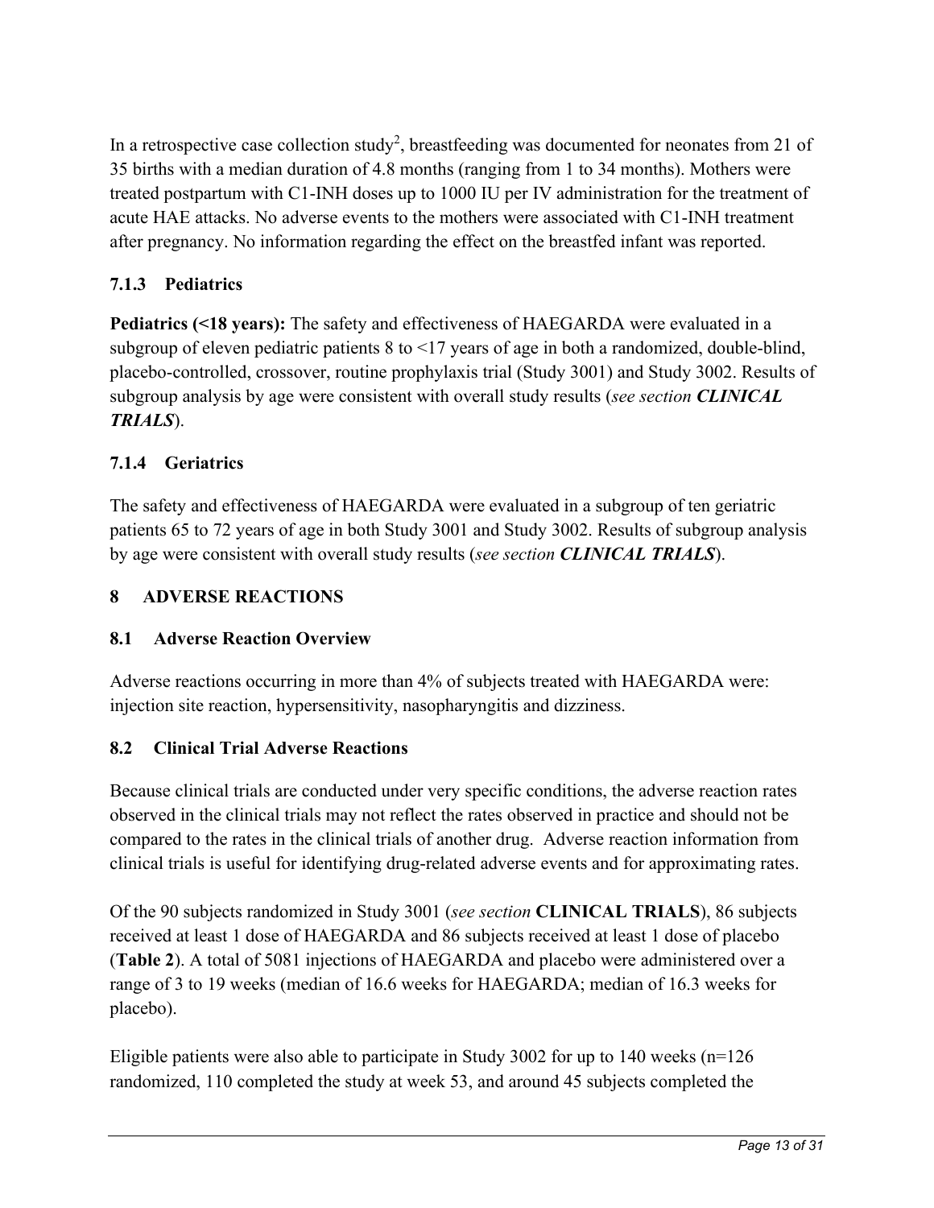In a retrospective case collection study[2], breastfeeding was documented for neonates from 21 of 35 births with a median duration of 4.8 months (ranging from 1 to 34 months). Mothers were treated postpartum with C1-INH doses up to 1000 IU per IV administration for the treatment of acute HAE attacks. No adverse events to the mothers were associated with C1-INH treatment after pregnancy. No information regarding the effect on the breastfed infant was reported.

### 7.1.3 Pediatrics

**Pediatrics (<18 years):** The safety and effectiveness of HAEGARDA were evaluated in a subgroup of eleven pediatric patients 8 to <17 years of age in both a randomized, double-blind, placebo-controlled, crossover, routine prophylaxis trial (Study 3001) and Study 3002. Results of subgroup analysis by age were consistent with overall study results (*see section **CLINICAL TRIALS***).

### 7.1.4 Geriatrics

The safety and effectiveness of HAEGARDA were evaluated in a subgroup of ten geriatric patients 65 to 72 years of age in both Study 3001 and Study 3002. Results of subgroup analysis by age were consistent with overall study results (*see section **CLINICAL TRIALS***).

## 8 ADVERSE REACTIONS

### 8.1 Adverse Reaction Overview

Adverse reactions occurring in more than 4% of subjects treated with HAEGARDA were: injection site reaction, hypersensitivity, nasopharyngitis and dizziness.

### 8.2 Clinical Trial Adverse Reactions

Because clinical trials are conducted under very specific conditions, the adverse reaction rates observed in the clinical trials may not reflect the rates observed in practice and should not be compared to the rates in the clinical trials of another drug. Adverse reaction information from clinical trials is useful for identifying drug-related adverse events and for approximating rates.

Of the 90 subjects randomized in Study 3001 (*see section* **CLINICAL TRIALS**), 86 subjects received at least 1 dose of HAEGARDA and 86 subjects received at least 1 dose of placebo (**Table 2**). A total of 5081 injections of HAEGARDA and placebo were administered over a range of 3 to 19 weeks (median of 16.6 weeks for HAEGARDA; median of 16.3 weeks for placebo).

Eligible patients were also able to participate in Study 3002 for up to 140 weeks (n=126 randomized, 110 completed the study at week 53, and around 45 subjects completed the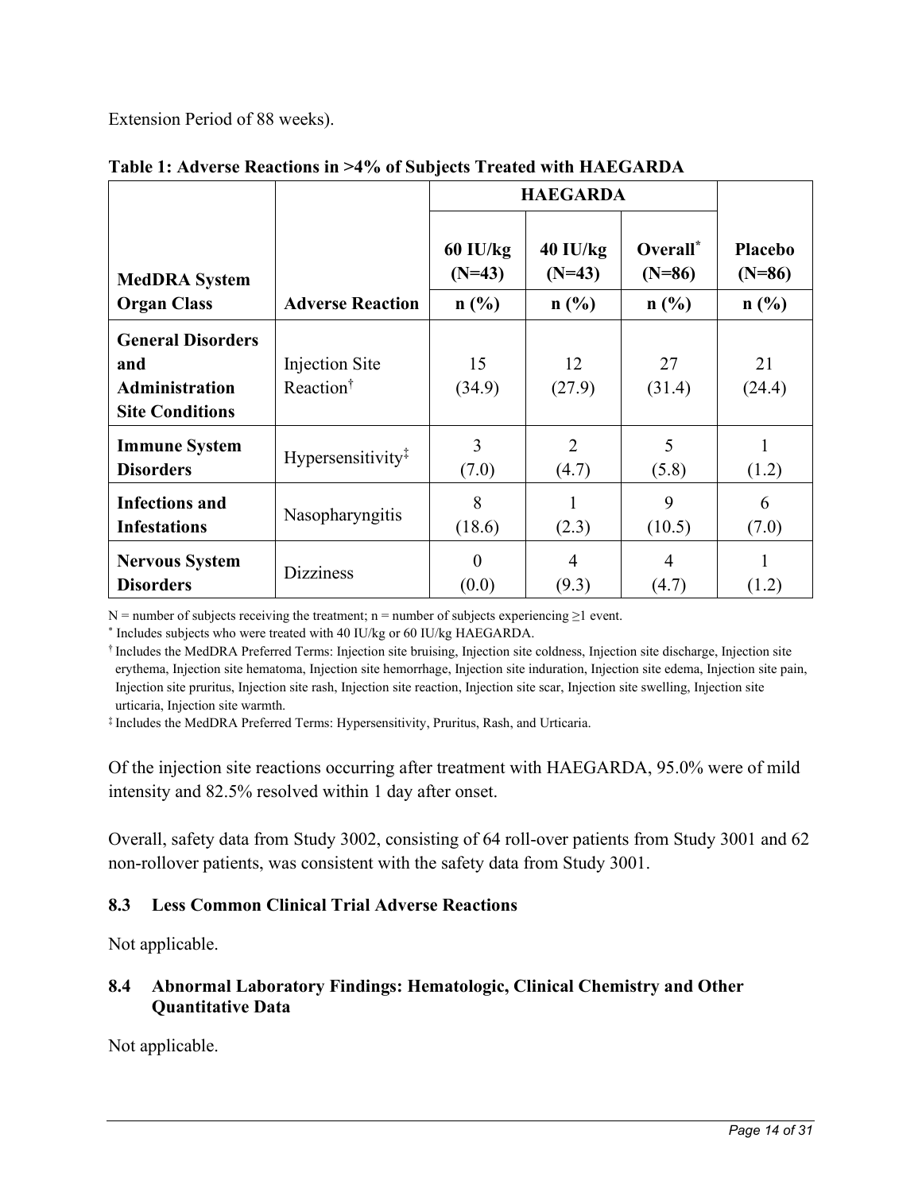Extension Period of 88 weeks).

**Table 1: Adverse Reactions in >4% of Subjects Treated with HAEGARDA**

| MedDRA System Organ Class | Adverse Reaction | HAEGARDA 60 IU/kg (N=43) n (%) | HAEGARDA 40 IU/kg (N=43) n (%) | HAEGARDA Overall* (N=86) n (%) | Placebo (N=86) n (%) |
|---|---|---|---|---|---|
| **General Disorders and Administration Site Conditions** | Injection Site Reaction† | 15 (34.9) | 12 (27.9) | 27 (31.4) | 21 (24.4) |
| **Immune System Disorders** | Hypersensitivity‡ | 3 (7.0) | 2 (4.7) | 5 (5.8) | 1 (1.2) |
| **Infections and Infestations** | Nasopharyngitis | 8 (18.6) | 1 (2.3) | 9 (10.5) | 6 (7.0) |
| **Nervous System Disorders** | Dizziness | 0 (0.0) | 4 (9.3) | 4 (4.7) | 1 (1.2) |

N = number of subjects receiving the treatment; n = number of subjects experiencing ≥1 event.

\* Includes subjects who were treated with 40 IU/kg or 60 IU/kg HAEGARDA.

† Includes the MedDRA Preferred Terms: Injection site bruising, Injection site coldness, Injection site discharge, Injection site erythema, Injection site hematoma, Injection site hemorrhage, Injection site induration, Injection site edema, Injection site pain, Injection site pruritus, Injection site rash, Injection site reaction, Injection site scar, Injection site swelling, Injection site urticaria, Injection site warmth.

‡ Includes the MedDRA Preferred Terms: Hypersensitivity, Pruritus, Rash, and Urticaria.

Of the injection site reactions occurring after treatment with HAEGARDA, 95.0% were of mild intensity and 82.5% resolved within 1 day after onset.

Overall, safety data from Study 3002, consisting of 64 roll-over patients from Study 3001 and 62 non-rollover patients, was consistent with the safety data from Study 3001.

### 8.3 Less Common Clinical Trial Adverse Reactions

Not applicable.

### 8.4 Abnormal Laboratory Findings: Hematologic, Clinical Chemistry and Other Quantitative Data

Not applicable.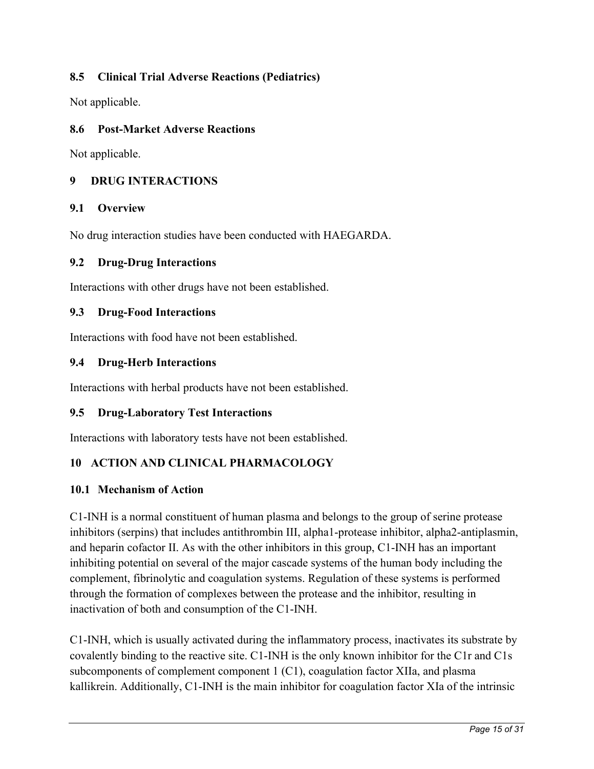### 8.5 Clinical Trial Adverse Reactions (Pediatrics)

Not applicable.

### 8.6 Post-Market Adverse Reactions

Not applicable.

## 9 DRUG INTERACTIONS

### 9.1 Overview

No drug interaction studies have been conducted with HAEGARDA.

### 9.2 Drug-Drug Interactions

Interactions with other drugs have not been established.

### 9.3 Drug-Food Interactions

Interactions with food have not been established.

### 9.4 Drug-Herb Interactions

Interactions with herbal products have not been established.

### 9.5 Drug-Laboratory Test Interactions

Interactions with laboratory tests have not been established.

## 10 ACTION AND CLINICAL PHARMACOLOGY

### 10.1 Mechanism of Action

C1-INH is a normal constituent of human plasma and belongs to the group of serine protease inhibitors (serpins) that includes antithrombin III, alpha1-protease inhibitor, alpha2-antiplasmin, and heparin cofactor II. As with the other inhibitors in this group, C1-INH has an important inhibiting potential on several of the major cascade systems of the human body including the complement, fibrinolytic and coagulation systems. Regulation of these systems is performed through the formation of complexes between the protease and the inhibitor, resulting in inactivation of both and consumption of the C1-INH.

C1-INH, which is usually activated during the inflammatory process, inactivates its substrate by covalently binding to the reactive site. C1-INH is the only known inhibitor for the C1r and C1s subcomponents of complement component 1 (C1), coagulation factor XIIa, and plasma kallikrein. Additionally, C1-INH is the main inhibitor for coagulation factor XIa of the intrinsic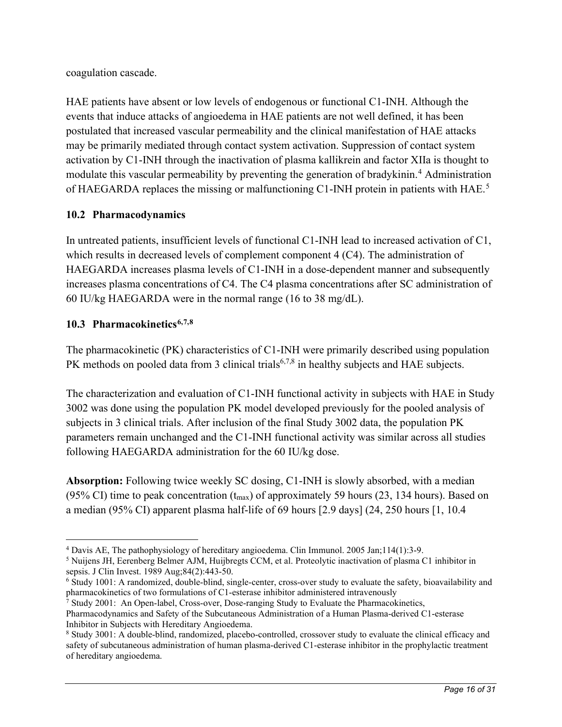coagulation cascade.

HAE patients have absent or low levels of endogenous or functional C1-INH. Although the events that induce attacks of angioedema in HAE patients are not well defined, it has been postulated that increased vascular permeability and the clinical manifestation of HAE attacks may be primarily mediated through contact system activation. Suppression of contact system activation by C1-INH through the inactivation of plasma kallikrein and factor XIIa is thought to modulate this vascular permeability by preventing the generation of bradykinin.[4] Administration of HAEGARDA replaces the missing or malfunctioning C1-INH protein in patients with HAE.[5]

### 10.2 Pharmacodynamics

In untreated patients, insufficient levels of functional C1-INH lead to increased activation of C1, which results in decreased levels of complement component 4 (C4). The administration of HAEGARDA increases plasma levels of C1-INH in a dose-dependent manner and subsequently increases plasma concentrations of C4. The C4 plasma concentrations after SC administration of 60 IU/kg HAEGARDA were in the normal range (16 to 38 mg/dL).

### 10.3 Pharmacokinetics[6,7,8]

The pharmacokinetic (PK) characteristics of C1-INH were primarily described using population PK methods on pooled data from 3 clinical trials[6,7,8] in healthy subjects and HAE subjects.

The characterization and evaluation of C1-INH functional activity in subjects with HAE in Study 3002 was done using the population PK model developed previously for the pooled analysis of subjects in 3 clinical trials. After inclusion of the final Study 3002 data, the population PK parameters remain unchanged and the C1-INH functional activity was similar across all studies following HAEGARDA administration for the 60 IU/kg dose.

**Absorption:** Following twice weekly SC dosing, C1-INH is slowly absorbed, with a median (95% CI) time to peak concentration ($t_{max}$) of approximately 59 hours (23, 134 hours). Based on a median (95% CI) apparent plasma half-life of 69 hours [2.9 days] (24, 250 hours [1, 10.4

---

[4] Davis AE, The pathophysiology of hereditary angioedema. Clin Immunol. 2005 Jan;114(1):3-9.

[5] Nuijens JH, Eerenberg Belmer AJM, Huijbregts CCM, et al. Proteolytic inactivation of plasma C1 inhibitor in sepsis. J Clin Invest. 1989 Aug;84(2):443-50.

[6] Study 1001: A randomized, double-blind, single-center, cross-over study to evaluate the safety, bioavailability and pharmacokinetics of two formulations of C1-esterase inhibitor administered intravenously

[7] Study 2001: An Open-label, Cross-over, Dose-ranging Study to Evaluate the Pharmacokinetics, Pharmacodynamics and Safety of the Subcutaneous Administration of a Human Plasma-derived C1-esterase Inhibitor in Subjects with Hereditary Angioedema.

[8] Study 3001: A double-blind, randomized, placebo-controlled, crossover study to evaluate the clinical efficacy and safety of subcutaneous administration of human plasma-derived C1-esterase inhibitor in the prophylactic treatment of hereditary angioedema.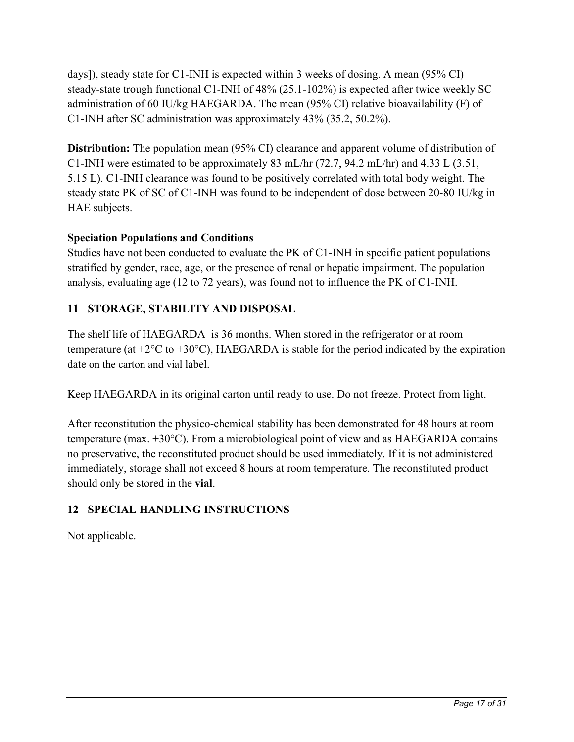days]), steady state for C1-INH is expected within 3 weeks of dosing. A mean (95% CI) steady-state trough functional C1-INH of 48% (25.1-102%) is expected after twice weekly SC administration of 60 IU/kg HAEGARDA. The mean (95% CI) relative bioavailability (F) of C1-INH after SC administration was approximately 43% (35.2, 50.2%).

**Distribution:** The population mean (95% CI) clearance and apparent volume of distribution of C1-INH were estimated to be approximately 83 mL/hr (72.7, 94.2 mL/hr) and 4.33 L (3.51, 5.15 L). C1-INH clearance was found to be positively correlated with total body weight. The steady state PK of SC of C1-INH was found to be independent of dose between 20-80 IU/kg in HAE subjects.

**Speciation Populations and Conditions**

Studies have not been conducted to evaluate the PK of C1-INH in specific patient populations stratified by gender, race, age, or the presence of renal or hepatic impairment. The population analysis, evaluating age (12 to 72 years), was found not to influence the PK of C1-INH.

## 11 STORAGE, STABILITY AND DISPOSAL

The shelf life of HAEGARDA is 36 months. When stored in the refrigerator or at room temperature (at +2°C to +30°C), HAEGARDA is stable for the period indicated by the expiration date on the carton and vial label.

Keep HAEGARDA in its original carton until ready to use. Do not freeze. Protect from light.

After reconstitution the physico-chemical stability has been demonstrated for 48 hours at room temperature (max. +30°C). From a microbiological point of view and as HAEGARDA contains no preservative, the reconstituted product should be used immediately. If it is not administered immediately, storage shall not exceed 8 hours at room temperature. The reconstituted product should only be stored in the **vial**.

## 12 SPECIAL HANDLING INSTRUCTIONS

Not applicable.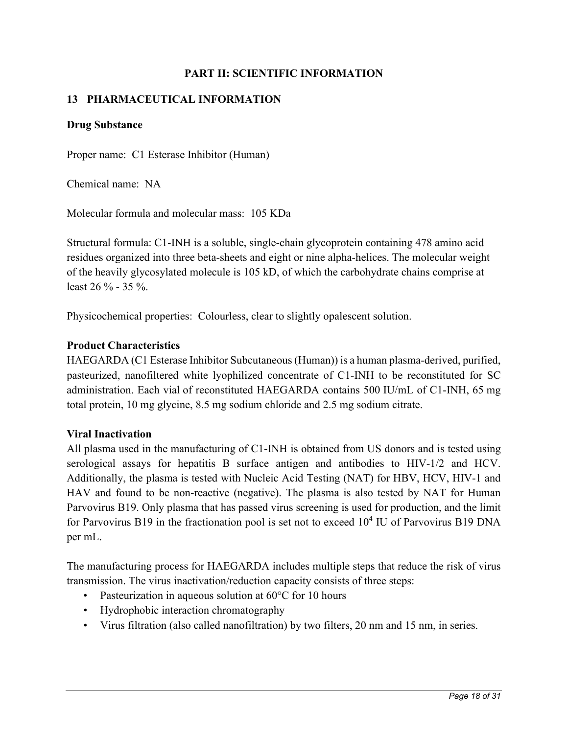**PART II: SCIENTIFIC INFORMATION**

## 13 PHARMACEUTICAL INFORMATION

### Drug Substance

Proper name: C1 Esterase Inhibitor (Human)

Chemical name: NA

Molecular formula and molecular mass: 105 KDa

Structural formula: C1-INH is a soluble, single-chain glycoprotein containing 478 amino acid residues organized into three beta-sheets and eight or nine alpha-helices. The molecular weight of the heavily glycosylated molecule is 105 kD, of which the carbohydrate chains comprise at least 26 % - 35 %.

Physicochemical properties: Colourless, clear to slightly opalescent solution.

### Product Characteristics

HAEGARDA (C1 Esterase Inhibitor Subcutaneous (Human)) is a human plasma-derived, purified, pasteurized, nanofiltered white lyophilized concentrate of C1-INH to be reconstituted for SC administration. Each vial of reconstituted HAEGARDA contains 500 IU/mL of C1-INH, 65 mg total protein, 10 mg glycine, 8.5 mg sodium chloride and 2.5 mg sodium citrate.

### Viral Inactivation

All plasma used in the manufacturing of C1-INH is obtained from US donors and is tested using serological assays for hepatitis B surface antigen and antibodies to HIV-1/2 and HCV. Additionally, the plasma is tested with Nucleic Acid Testing (NAT) for HBV, HCV, HIV-1 and HAV and found to be non-reactive (negative). The plasma is also tested by NAT for Human Parvovirus B19. Only plasma that has passed virus screening is used for production, and the limit for Parvovirus B19 in the fractionation pool is set not to exceed $10^4$ IU of Parvovirus B19 DNA per mL.

The manufacturing process for HAEGARDA includes multiple steps that reduce the risk of virus transmission. The virus inactivation/reduction capacity consists of three steps:

- Pasteurization in aqueous solution at 60°C for 10 hours
- Hydrophobic interaction chromatography
- Virus filtration (also called nanofiltration) by two filters, 20 nm and 15 nm, in series.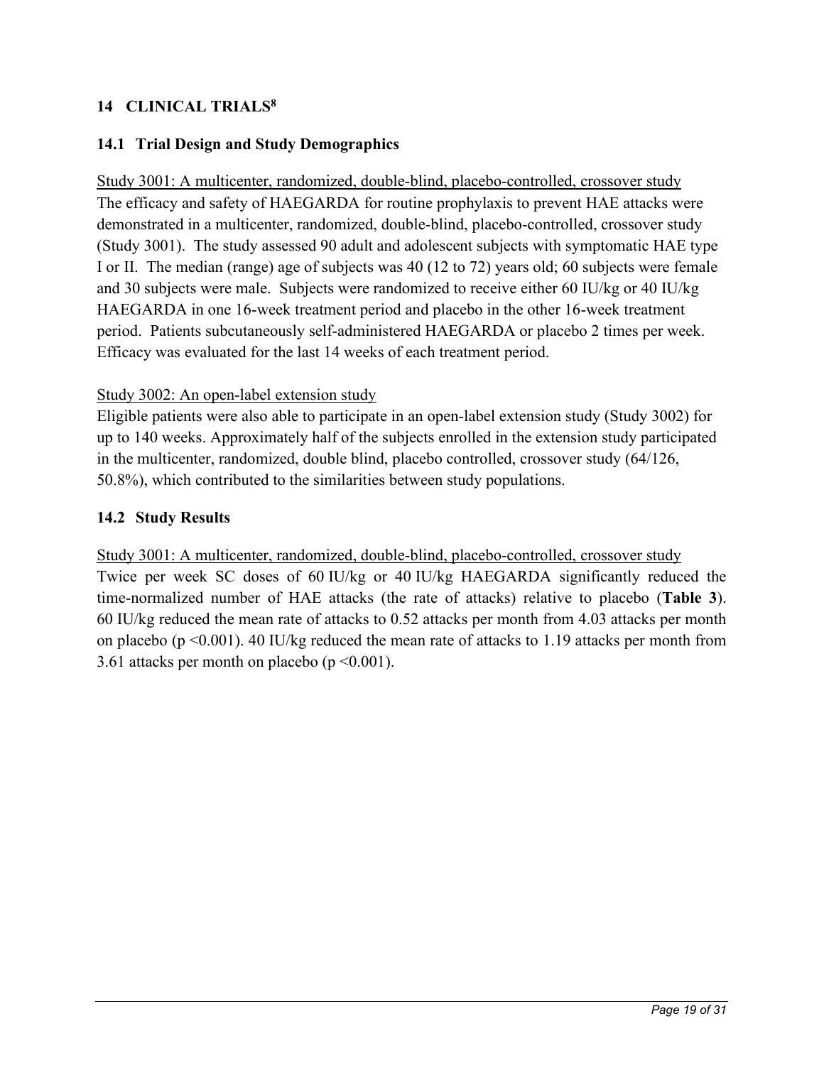## 14 CLINICAL TRIALS[8]

### 14.1 Trial Design and Study Demographics

Study 3001: A multicenter, randomized, double-blind, placebo-controlled, crossover study

The efficacy and safety of HAEGARDA for routine prophylaxis to prevent HAE attacks were demonstrated in a multicenter, randomized, double-blind, placebo-controlled, crossover study (Study 3001). The study assessed 90 adult and adolescent subjects with symptomatic HAE type I or II. The median (range) age of subjects was 40 (12 to 72) years old; 60 subjects were female and 30 subjects were male. Subjects were randomized to receive either 60 IU/kg or 40 IU/kg HAEGARDA in one 16-week treatment period and placebo in the other 16-week treatment period. Patients subcutaneously self-administered HAEGARDA or placebo 2 times per week. Efficacy was evaluated for the last 14 weeks of each treatment period.

Study 3002: An open-label extension study

Eligible patients were also able to participate in an open-label extension study (Study 3002) for up to 140 weeks. Approximately half of the subjects enrolled in the extension study participated in the multicenter, randomized, double blind, placebo controlled, crossover study (64/126, 50.8%), which contributed to the similarities between study populations.

### 14.2 Study Results

Study 3001: A multicenter, randomized, double-blind, placebo-controlled, crossover study

Twice per week SC doses of 60 IU/kg or 40 IU/kg HAEGARDA significantly reduced the time-normalized number of HAE attacks (the rate of attacks) relative to placebo (**Table 3**). 60 IU/kg reduced the mean rate of attacks to 0.52 attacks per month from 4.03 attacks per month on placebo ($p < 0.001$). 40 IU/kg reduced the mean rate of attacks to 1.19 attacks per month from 3.61 attacks per month on placebo ($p < 0.001$).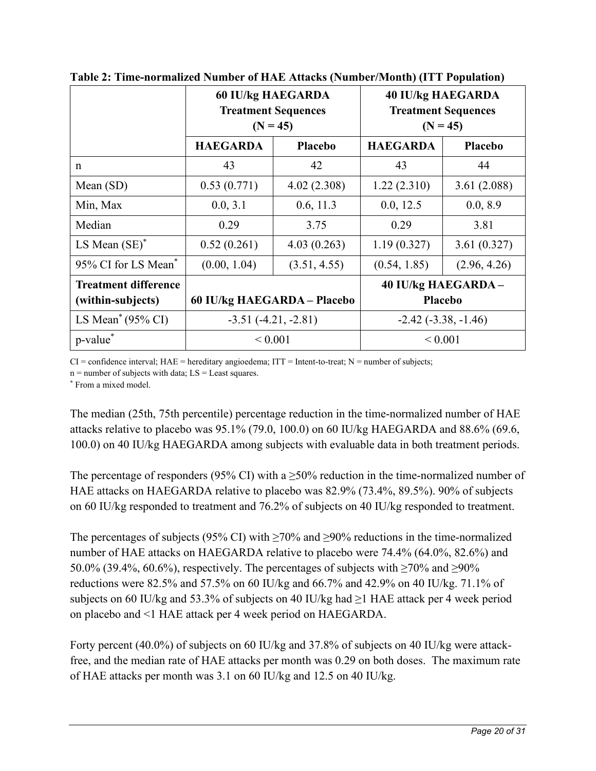**Table 2: Time-normalized Number of HAE Attacks (Number/Month) (ITT Population)**

| | 60 IU/kg HAEGARDA Treatment Sequences (N = 45) | | 40 IU/kg HAEGARDA Treatment Sequences (N = 45) | |
|---|---|---|---|---|
| | **HAEGARDA** | **Placebo** | **HAEGARDA** | **Placebo** |
| n | 43 | 42 | 43 | 44 |
| Mean (SD) | 0.53 (0.771) | 4.02 (2.308) | 1.22 (2.310) | 3.61 (2.088) |
| Min, Max | 0.0, 3.1 | 0.6, 11.3 | 0.0, 12.5 | 0.0, 8.9 |
| Median | 0.29 | 3.75 | 0.29 | 3.81 |
| LS Mean (SE)* | 0.52 (0.261) | 4.03 (0.263) | 1.19 (0.327) | 3.61 (0.327) |
| 95% CI for LS Mean* | (0.00, 1.04) | (3.51, 4.55) | (0.54, 1.85) | (2.96, 4.26) |
| **Treatment difference (within-subjects)** | **60 IU/kg HAEGARDA – Placebo** | | **40 IU/kg HAEGARDA – Placebo** | |
| LS Mean* (95% CI) | -3.51 (-4.21, -2.81) | | -2.42 (-3.38, -1.46) | |
| p-value* | < 0.001 | | < 0.001 | |

CI = confidence interval; HAE = hereditary angioedema; ITT = Intent-to-treat; N = number of subjects;
n = number of subjects with data; LS = Least squares.
* From a mixed model.

The median (25th, 75th percentile) percentage reduction in the time-normalized number of HAE attacks relative to placebo was 95.1% (79.0, 100.0) on 60 IU/kg HAEGARDA and 88.6% (69.6, 100.0) on 40 IU/kg HAEGARDA among subjects with evaluable data in both treatment periods.

The percentage of responders (95% CI) with a ≥50% reduction in the time-normalized number of HAE attacks on HAEGARDA relative to placebo was 82.9% (73.4%, 89.5%). 90% of subjects on 60 IU/kg responded to treatment and 76.2% of subjects on 40 IU/kg responded to treatment.

The percentages of subjects (95% CI) with ≥70% and ≥90% reductions in the time-normalized number of HAE attacks on HAEGARDA relative to placebo were 74.4% (64.0%, 82.6%) and 50.0% (39.4%, 60.6%), respectively. The percentages of subjects with ≥70% and ≥90% reductions were 82.5% and 57.5% on 60 IU/kg and 66.7% and 42.9% on 40 IU/kg. 71.1% of subjects on 60 IU/kg and 53.3% of subjects on 40 IU/kg had ≥1 HAE attack per 4 week period on placebo and <1 HAE attack per 4 week period on HAEGARDA.

Forty percent (40.0%) of subjects on 60 IU/kg and 37.8% of subjects on 40 IU/kg were attack-free, and the median rate of HAE attacks per month was 0.29 on both doses. The maximum rate of HAE attacks per month was 3.1 on 60 IU/kg and 12.5 on 40 IU/kg.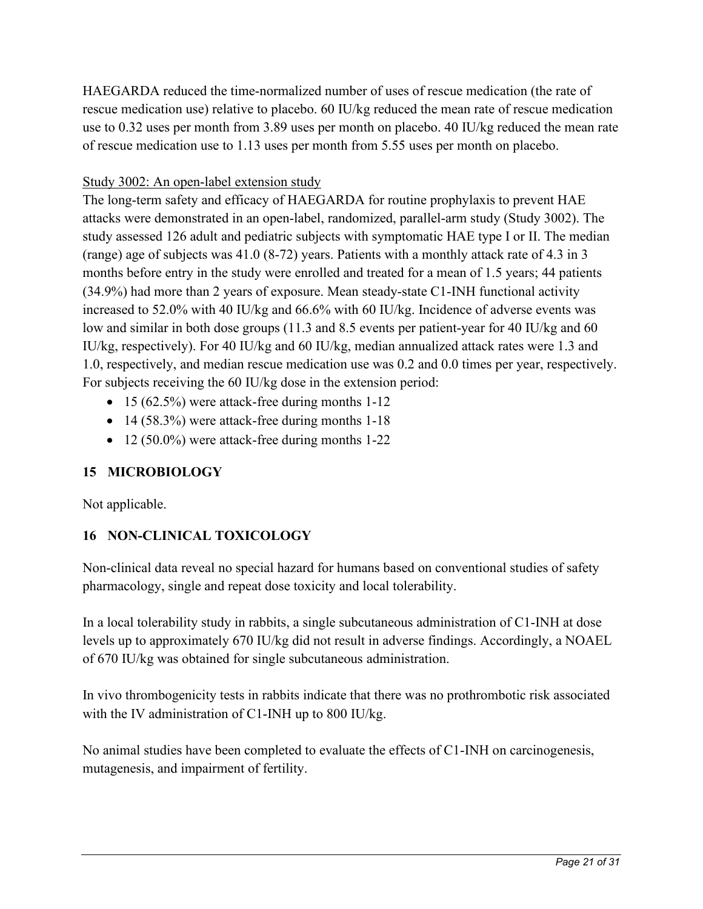HAEGARDA reduced the time-normalized number of uses of rescue medication (the rate of rescue medication use) relative to placebo. 60 IU/kg reduced the mean rate of rescue medication use to 0.32 uses per month from 3.89 uses per month on placebo. 40 IU/kg reduced the mean rate of rescue medication use to 1.13 uses per month from 5.55 uses per month on placebo.

<u>Study 3002: An open-label extension study</u>

The long-term safety and efficacy of HAEGARDA for routine prophylaxis to prevent HAE attacks were demonstrated in an open-label, randomized, parallel-arm study (Study 3002). The study assessed 126 adult and pediatric subjects with symptomatic HAE type I or II. The median (range) age of subjects was 41.0 (8-72) years. Patients with a monthly attack rate of 4.3 in 3 months before entry in the study were enrolled and treated for a mean of 1.5 years; 44 patients (34.9%) had more than 2 years of exposure. Mean steady-state C1-INH functional activity increased to 52.0% with 40 IU/kg and 66.6% with 60 IU/kg. Incidence of adverse events was low and similar in both dose groups (11.3 and 8.5 events per patient-year for 40 IU/kg and 60 IU/kg, respectively). For 40 IU/kg and 60 IU/kg, median annualized attack rates were 1.3 and 1.0, respectively, and median rescue medication use was 0.2 and 0.0 times per year, respectively. For subjects receiving the 60 IU/kg dose in the extension period:

- 15 (62.5%) were attack-free during months 1-12
- 14 (58.3%) were attack-free during months 1-18
- 12 (50.0%) were attack-free during months 1-22

## 15 MICROBIOLOGY

Not applicable.

## 16 NON-CLINICAL TOXICOLOGY

Non-clinical data reveal no special hazard for humans based on conventional studies of safety pharmacology, single and repeat dose toxicity and local tolerability.

In a local tolerability study in rabbits, a single subcutaneous administration of C1-INH at dose levels up to approximately 670 IU/kg did not result in adverse findings. Accordingly, a NOAEL of 670 IU/kg was obtained for single subcutaneous administration.

In vivo thrombogenicity tests in rabbits indicate that there was no prothrombotic risk associated with the IV administration of C1-INH up to 800 IU/kg.

No animal studies have been completed to evaluate the effects of C1-INH on carcinogenesis, mutagenesis, and impairment of fertility.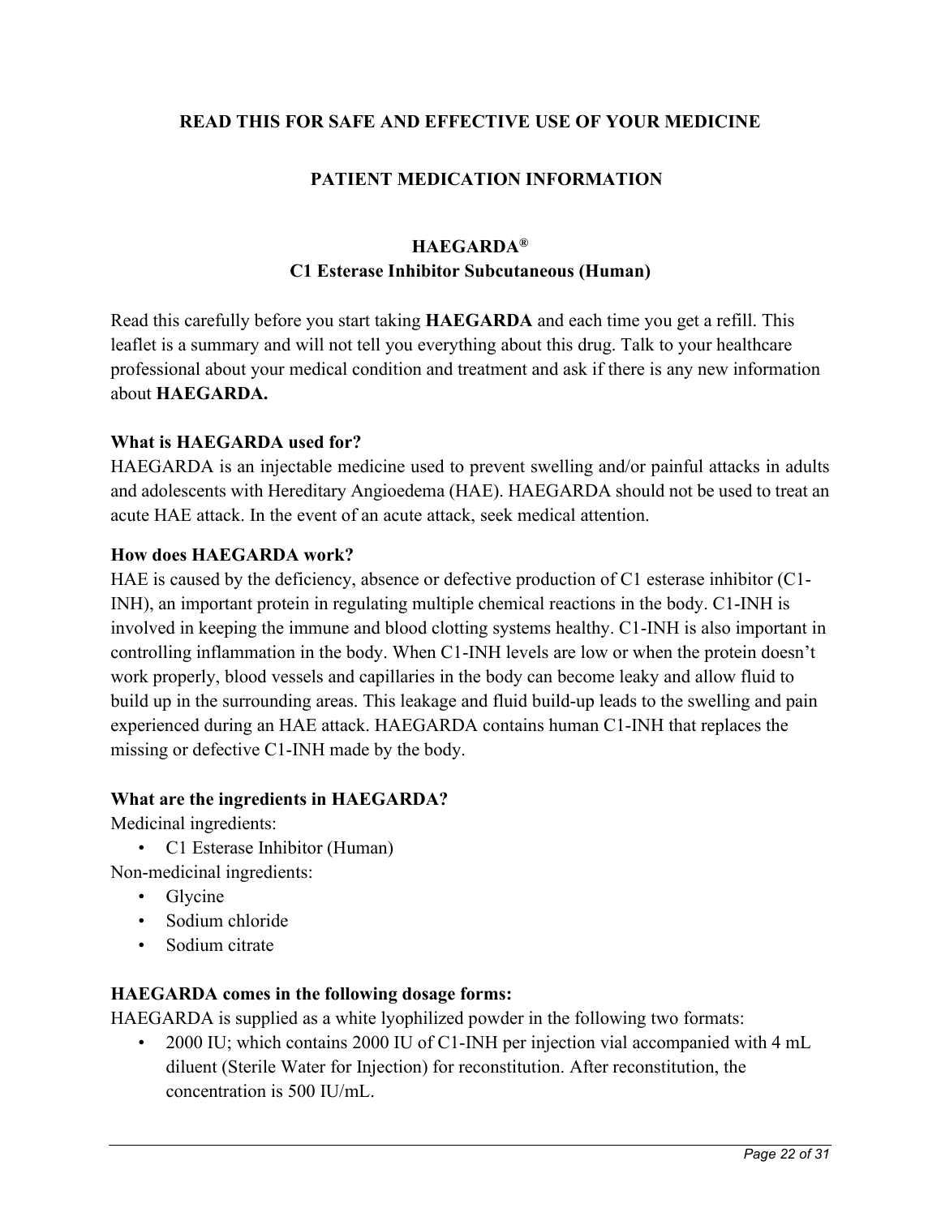**READ THIS FOR SAFE AND EFFECTIVE USE OF YOUR MEDICINE**

**PATIENT MEDICATION INFORMATION**

**HAEGARDA®**
**C1 Esterase Inhibitor Subcutaneous (Human)**

Read this carefully before you start taking **HAEGARDA** and each time you get a refill. This leaflet is a summary and will not tell you everything about this drug. Talk to your healthcare professional about your medical condition and treatment and ask if there is any new information about **HAEGARDA.**

**What is HAEGARDA used for?**
HAEGARDA is an injectable medicine used to prevent swelling and/or painful attacks in adults and adolescents with Hereditary Angioedema (HAE). HAEGARDA should not be used to treat an acute HAE attack. In the event of an acute attack, seek medical attention.

**How does HAEGARDA work?**
HAE is caused by the deficiency, absence or defective production of C1 esterase inhibitor (C1-INH), an important protein in regulating multiple chemical reactions in the body. C1-INH is involved in keeping the immune and blood clotting systems healthy. C1-INH is also important in controlling inflammation in the body. When C1-INH levels are low or when the protein doesn't work properly, blood vessels and capillaries in the body can become leaky and allow fluid to build up in the surrounding areas. This leakage and fluid build-up leads to the swelling and pain experienced during an HAE attack. HAEGARDA contains human C1-INH that replaces the missing or defective C1-INH made by the body.

**What are the ingredients in HAEGARDA?**
Medicinal ingredients:

- C1 Esterase Inhibitor (Human)

Non-medicinal ingredients:

- Glycine
- Sodium chloride
- Sodium citrate

**HAEGARDA comes in the following dosage forms:**
HAEGARDA is supplied as a white lyophilized powder in the following two formats:

- 2000 IU; which contains 2000 IU of C1-INH per injection vial accompanied with 4 mL diluent (Sterile Water for Injection) for reconstitution. After reconstitution, the concentration is 500 IU/mL.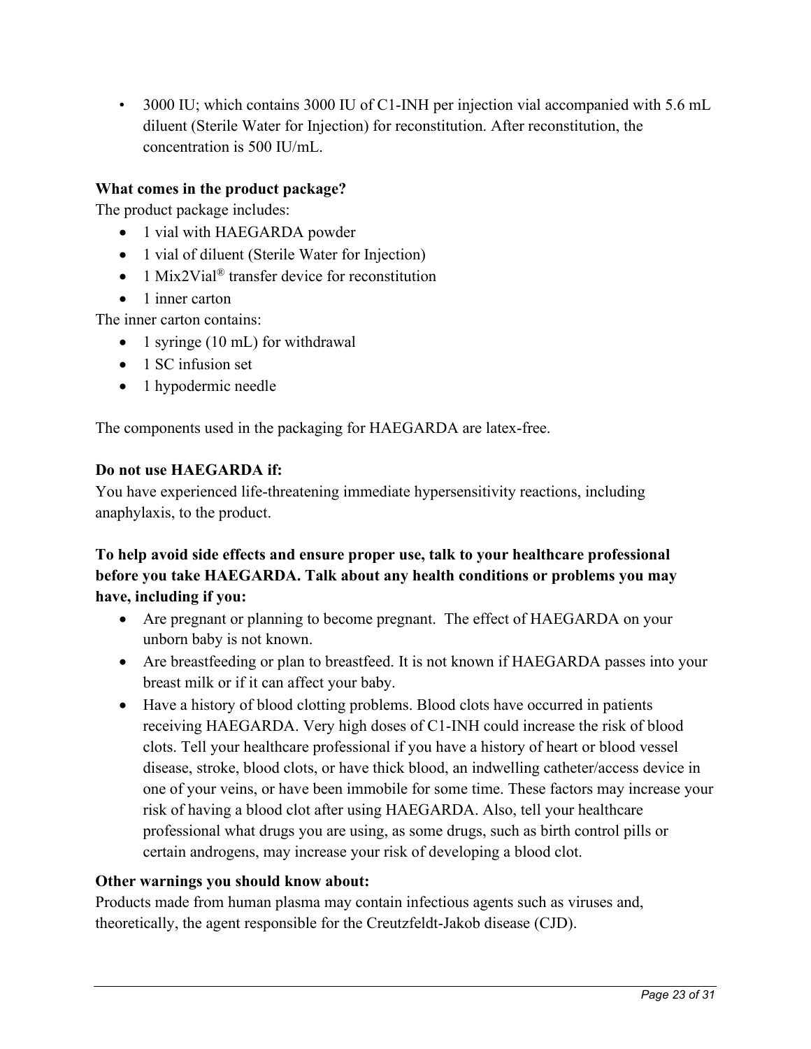- 3000 IU; which contains 3000 IU of C1-INH per injection vial accompanied with 5.6 mL diluent (Sterile Water for Injection) for reconstitution. After reconstitution, the concentration is 500 IU/mL.

**What comes in the product package?**

The product package includes:

- 1 vial with HAEGARDA powder
- 1 vial of diluent (Sterile Water for Injection)
- 1 Mix2Vial® transfer device for reconstitution
- 1 inner carton

The inner carton contains:

- 1 syringe (10 mL) for withdrawal
- 1 SC infusion set
- 1 hypodermic needle

The components used in the packaging for HAEGARDA are latex-free.

**Do not use HAEGARDA if:**

You have experienced life-threatening immediate hypersensitivity reactions, including anaphylaxis, to the product.

**To help avoid side effects and ensure proper use, talk to your healthcare professional before you take HAEGARDA. Talk about any health conditions or problems you may have, including if you:**

- Are pregnant or planning to become pregnant. The effect of HAEGARDA on your unborn baby is not known.
- Are breastfeeding or plan to breastfeed. It is not known if HAEGARDA passes into your breast milk or if it can affect your baby.
- Have a history of blood clotting problems. Blood clots have occurred in patients receiving HAEGARDA. Very high doses of C1-INH could increase the risk of blood clots. Tell your healthcare professional if you have a history of heart or blood vessel disease, stroke, blood clots, or have thick blood, an indwelling catheter/access device in one of your veins, or have been immobile for some time. These factors may increase your risk of having a blood clot after using HAEGARDA. Also, tell your healthcare professional what drugs you are using, as some drugs, such as birth control pills or certain androgens, may increase your risk of developing a blood clot.

**Other warnings you should know about:**

Products made from human plasma may contain infectious agents such as viruses and, theoretically, the agent responsible for the Creutzfeldt-Jakob disease (CJD).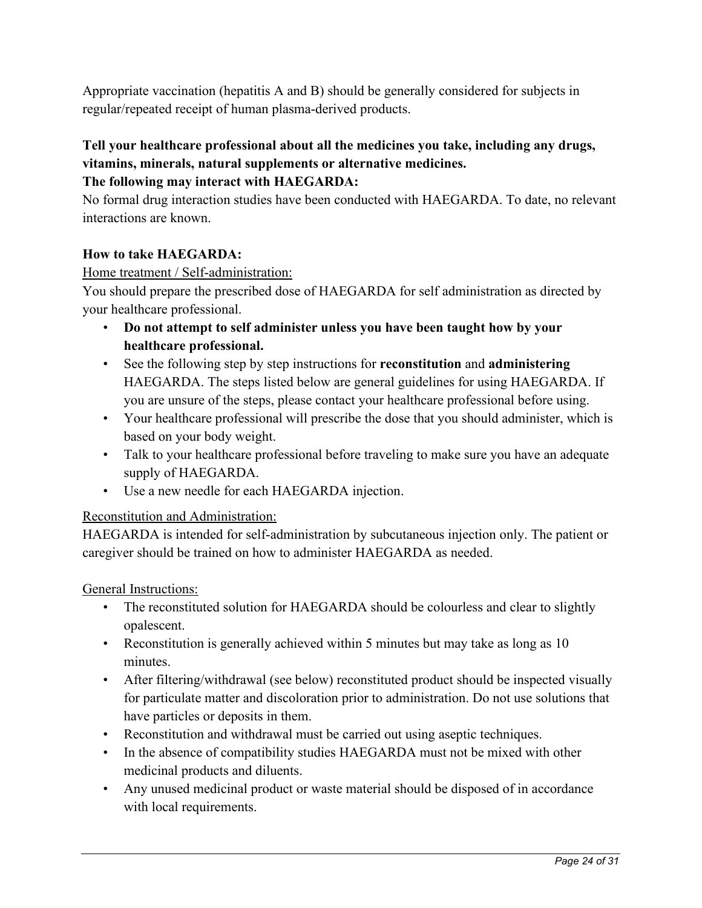Appropriate vaccination (hepatitis A and B) should be generally considered for subjects in regular/repeated receipt of human plasma-derived products.

**Tell your healthcare professional about all the medicines you take, including any drugs, vitamins, minerals, natural supplements or alternative medicines.**

**The following may interact with HAEGARDA:**

No formal drug interaction studies have been conducted with HAEGARDA. To date, no relevant interactions are known.

**How to take HAEGARDA:**

Home treatment / Self-administration:

You should prepare the prescribed dose of HAEGARDA for self administration as directed by your healthcare professional.

- **Do not attempt to self administer unless you have been taught how by your healthcare professional.**
- See the following step by step instructions for **reconstitution** and **administering** HAEGARDA. The steps listed below are general guidelines for using HAEGARDA. If you are unsure of the steps, please contact your healthcare professional before using.
- Your healthcare professional will prescribe the dose that you should administer, which is based on your body weight.
- Talk to your healthcare professional before traveling to make sure you have an adequate supply of HAEGARDA.
- Use a new needle for each HAEGARDA injection.

Reconstitution and Administration:

HAEGARDA is intended for self-administration by subcutaneous injection only. The patient or caregiver should be trained on how to administer HAEGARDA as needed.

General Instructions:

- The reconstituted solution for HAEGARDA should be colourless and clear to slightly opalescent.
- Reconstitution is generally achieved within 5 minutes but may take as long as 10 minutes.
- After filtering/withdrawal (see below) reconstituted product should be inspected visually for particulate matter and discoloration prior to administration. Do not use solutions that have particles or deposits in them.
- Reconstitution and withdrawal must be carried out using aseptic techniques.
- In the absence of compatibility studies HAEGARDA must not be mixed with other medicinal products and diluents.
- Any unused medicinal product or waste material should be disposed of in accordance with local requirements.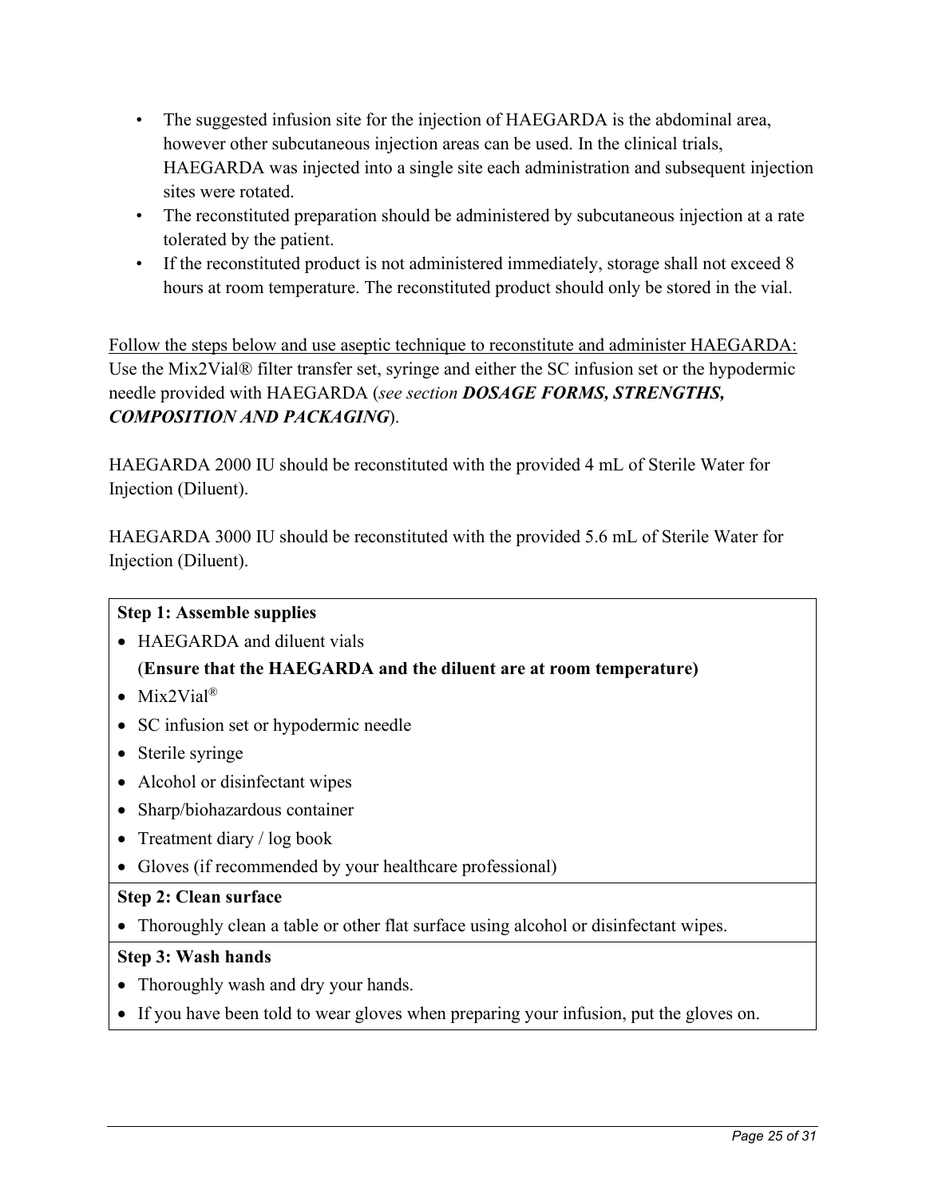- The suggested infusion site for the injection of HAEGARDA is the abdominal area, however other subcutaneous injection areas can be used. In the clinical trials, HAEGARDA was injected into a single site each administration and subsequent injection sites were rotated.
- The reconstituted preparation should be administered by subcutaneous injection at a rate tolerated by the patient.
- If the reconstituted product is not administered immediately, storage shall not exceed 8 hours at room temperature. The reconstituted product should only be stored in the vial.

<u>Follow the steps below and use aseptic technique to reconstitute and administer HAEGARDA:</u> Use the Mix2Vial® filter transfer set, syringe and either the SC infusion set or the hypodermic needle provided with HAEGARDA (*see section* ***DOSAGE FORMS, STRENGTHS, COMPOSITION AND PACKAGING***).

HAEGARDA 2000 IU should be reconstituted with the provided 4 mL of Sterile Water for Injection (Diluent).

HAEGARDA 3000 IU should be reconstituted with the provided 5.6 mL of Sterile Water for Injection (Diluent).

| **Step 1: Assemble supplies** |
|---|
| • HAEGARDA and diluent vials<br>(**Ensure that the HAEGARDA and the diluent are at room temperature)**<br>• Mix2Vial®<br>• SC infusion set or hypodermic needle<br>• Sterile syringe<br>• Alcohol or disinfectant wipes<br>• Sharp/biohazardous container<br>• Treatment diary / log book<br>• Gloves (if recommended by your healthcare professional) |
| **Step 2: Clean surface** |
| • Thoroughly clean a table or other flat surface using alcohol or disinfectant wipes. |
| **Step 3: Wash hands** |
| • Thoroughly wash and dry your hands.<br>• If you have been told to wear gloves when preparing your infusion, put the gloves on. |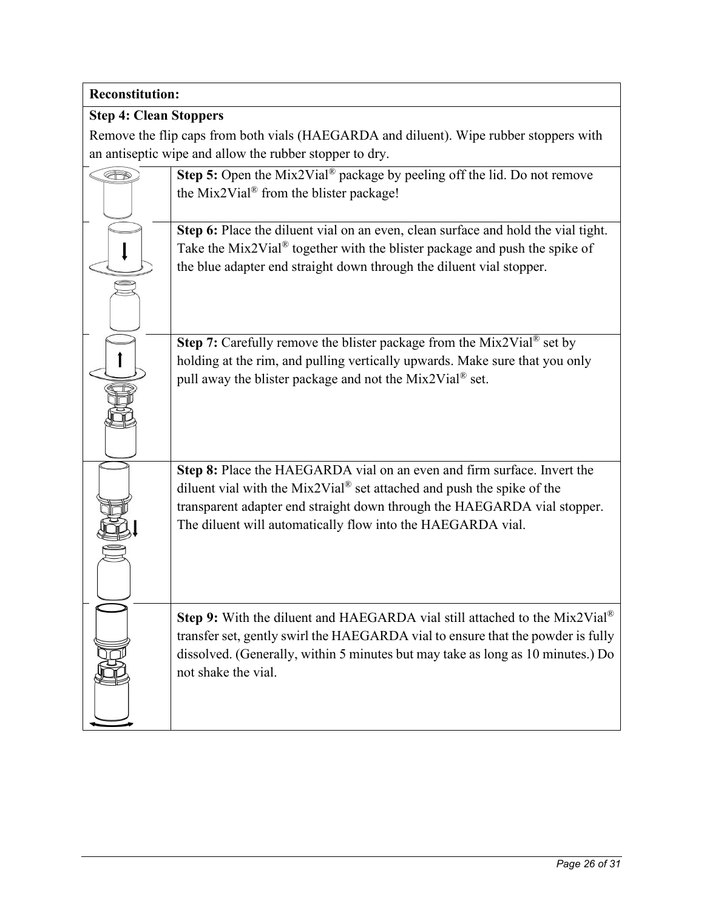| **Reconstitution:** | |
|---|---|
| **Step 4: Clean Stoppers**<br>Remove the flip caps from both vials (HAEGARDA and diluent). Wipe rubber stoppers with an antiseptic wipe and allow the rubber stopper to dry. | |
| | **Step 5:** Open the Mix2Vial® package by peeling off the lid. Do not remove the Mix2Vial® from the blister package! |
| | **Step 6:** Place the diluent vial on an even, clean surface and hold the vial tight. Take the Mix2Vial® together with the blister package and push the spike of the blue adapter end straight down through the diluent vial stopper. |
| | **Step 7:** Carefully remove the blister package from the Mix2Vial® set by holding at the rim, and pulling vertically upwards. Make sure that you only pull away the blister package and not the Mix2Vial® set. |
| | **Step 8:** Place the HAEGARDA vial on an even and firm surface. Invert the diluent vial with the Mix2Vial® set attached and push the spike of the transparent adapter end straight down through the HAEGARDA vial stopper. The diluent will automatically flow into the HAEGARDA vial. |
| | **Step 9:** With the diluent and HAEGARDA vial still attached to the Mix2Vial® transfer set, gently swirl the HAEGARDA vial to ensure that the powder is fully dissolved. (Generally, within 5 minutes but may take as long as 10 minutes.) Do not shake the vial. |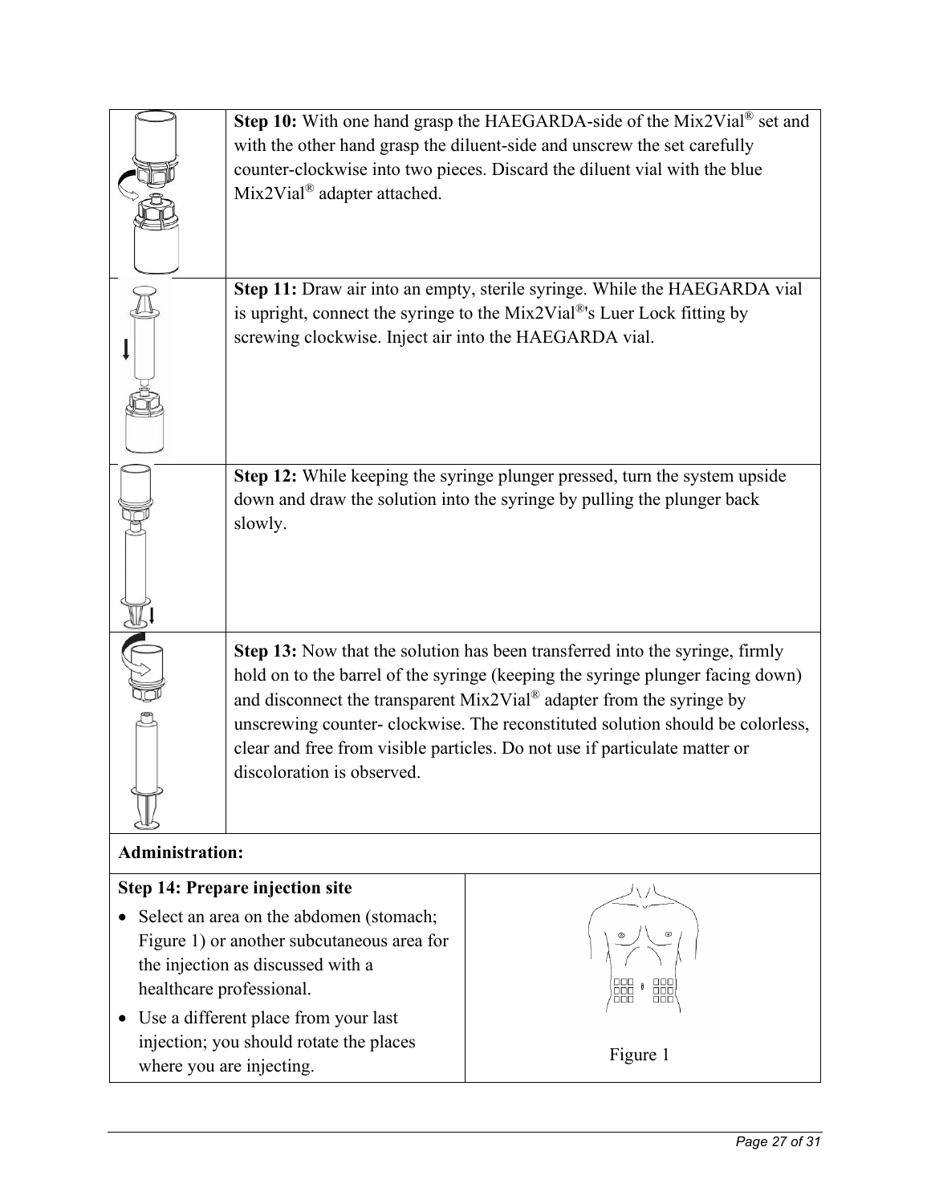| | |
|---|---|
| | **Step 10:** With one hand grasp the HAEGARDA-side of the Mix2Vial® set and with the other hand grasp the diluent-side and unscrew the set carefully counter-clockwise into two pieces. Discard the diluent vial with the blue Mix2Vial® adapter attached. |
| | **Step 11:** Draw air into an empty, sterile syringe. While the HAEGARDA vial is upright, connect the syringe to the Mix2Vial®'s Luer Lock fitting by screwing clockwise. Inject air into the HAEGARDA vial. |
| | **Step 12:** While keeping the syringe plunger pressed, turn the system upside down and draw the solution into the syringe by pulling the plunger back slowly. |
| | **Step 13:** Now that the solution has been transferred into the syringe, firmly hold on to the barrel of the syringe (keeping the syringe plunger facing down) and disconnect the transparent Mix2Vial® adapter from the syringe by unscrewing counter- clockwise. The reconstituted solution should be colorless, clear and free from visible particles. Do not use if particulate matter or discoloration is observed. |

**Administration:**

| | |
|---|---|
| **Step 14: Prepare injection site**<br>• Select an area on the abdomen (stomach; Figure 1) or another subcutaneous area for the injection as discussed with a healthcare professional.<br>• Use a different place from your last injection; you should rotate the places where you are injecting. | Figure 1 |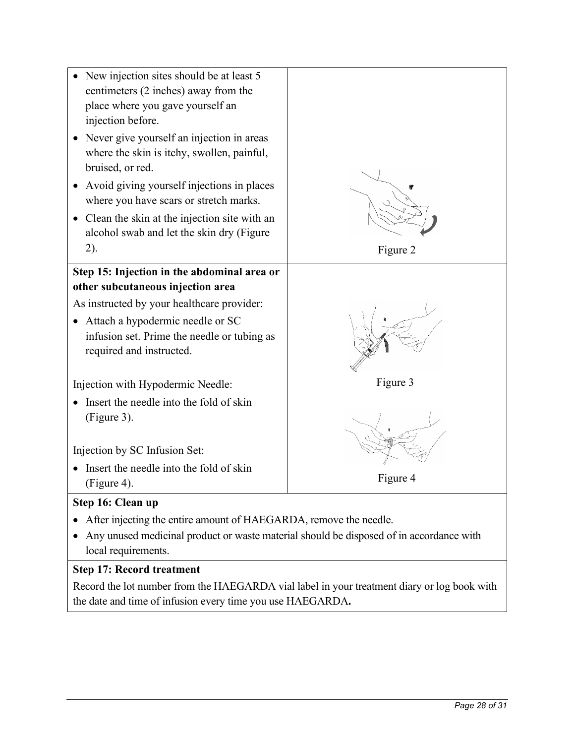- New injection sites should be at least 5 centimeters (2 inches) away from the place where you gave yourself an injection before.
- Never give yourself an injection in areas where the skin is itchy, swollen, painful, bruised, or red.
- Avoid giving yourself injections in places where you have scars or stretch marks.
- Clean the skin at the injection site with an alcohol swab and let the skin dry (Figure 2).

Figure 2

**Step 15: Injection in the abdominal area or other subcutaneous injection area**

As instructed by your healthcare provider:

- Attach a hypodermic needle or SC infusion set. Prime the needle or tubing as required and instructed.

Injection with Hypodermic Needle:

- Insert the needle into the fold of skin (Figure 3).

Figure 3

Injection by SC Infusion Set:

- Insert the needle into the fold of skin (Figure 4).

Figure 4

**Step 16: Clean up**

- After injecting the entire amount of HAEGARDA, remove the needle.
- Any unused medicinal product or waste material should be disposed of in accordance with local requirements.

**Step 17: Record treatment**

Record the lot number from the HAEGARDA vial label in your treatment diary or log book with the date and time of infusion every time you use HAEGARDA**.**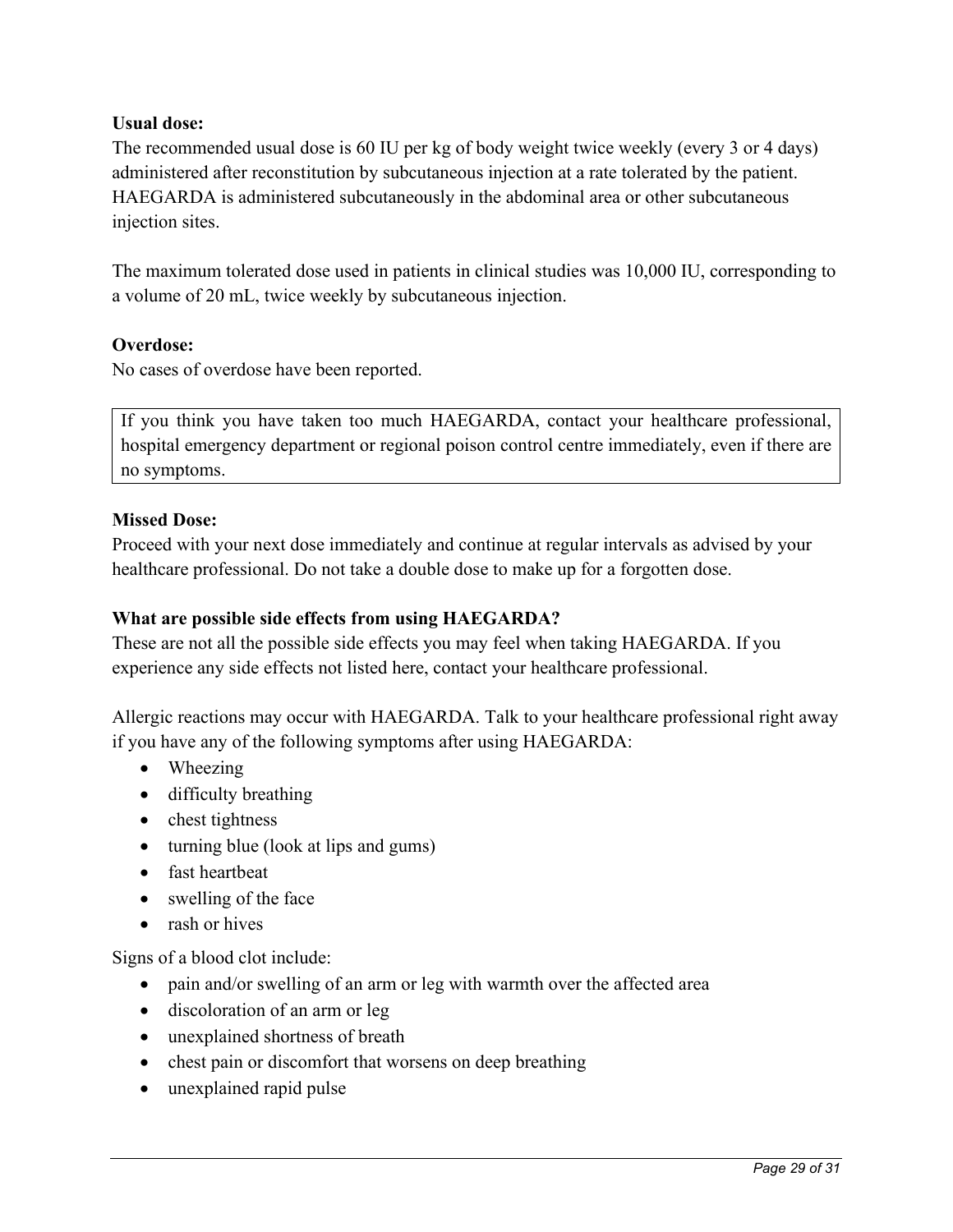**Usual dose:**
The recommended usual dose is 60 IU per kg of body weight twice weekly (every 3 or 4 days) administered after reconstitution by subcutaneous injection at a rate tolerated by the patient. HAEGARDA is administered subcutaneously in the abdominal area or other subcutaneous injection sites.

The maximum tolerated dose used in patients in clinical studies was 10,000 IU, corresponding to a volume of 20 mL, twice weekly by subcutaneous injection.

**Overdose:**
No cases of overdose have been reported.

| If you think you have taken too much HAEGARDA, contact your healthcare professional, hospital emergency department or regional poison control centre immediately, even if there are no symptoms. |
|---|

**Missed Dose:**
Proceed with your next dose immediately and continue at regular intervals as advised by your healthcare professional. Do not take a double dose to make up for a forgotten dose.

**What are possible side effects from using HAEGARDA?**
These are not all the possible side effects you may feel when taking HAEGARDA. If you experience any side effects not listed here, contact your healthcare professional.

Allergic reactions may occur with HAEGARDA. Talk to your healthcare professional right away if you have any of the following symptoms after using HAEGARDA:

- Wheezing
- difficulty breathing
- chest tightness
- turning blue (look at lips and gums)
- fast heartbeat
- swelling of the face
- rash or hives

Signs of a blood clot include:

- pain and/or swelling of an arm or leg with warmth over the affected area
- discoloration of an arm or leg
- unexplained shortness of breath
- chest pain or discomfort that worsens on deep breathing
- unexplained rapid pulse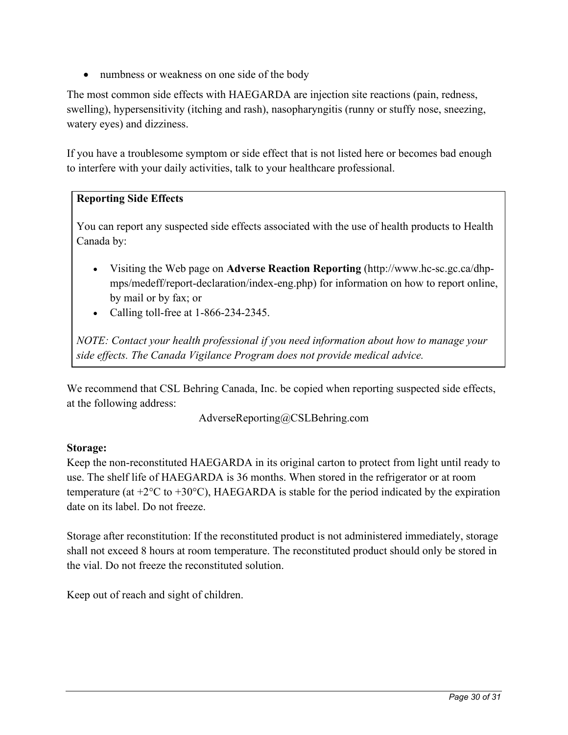- numbness or weakness on one side of the body

The most common side effects with HAEGARDA are injection site reactions (pain, redness, swelling), hypersensitivity (itching and rash), nasopharyngitis (runny or stuffy nose, sneezing, watery eyes) and dizziness.

If you have a troublesome symptom or side effect that is not listed here or becomes bad enough to interfere with your daily activities, talk to your healthcare professional.

**Reporting Side Effects**

You can report any suspected side effects associated with the use of health products to Health Canada by:

- Visiting the Web page on **Adverse Reaction Reporting** (http://www.hc-sc.gc.ca/dhp-mps/medeff/report-declaration/index-eng.php) for information on how to report online, by mail or by fax; or
- Calling toll-free at 1-866-234-2345.

*NOTE: Contact your health professional if you need information about how to manage your side effects. The Canada Vigilance Program does not provide medical advice.*

We recommend that CSL Behring Canada, Inc. be copied when reporting suspected side effects, at the following address:

AdverseReporting@CSLBehring.com

**Storage:**

Keep the non-reconstituted HAEGARDA in its original carton to protect from light until ready to use. The shelf life of HAEGARDA is 36 months. When stored in the refrigerator or at room temperature (at +2°C to +30°C), HAEGARDA is stable for the period indicated by the expiration date on its label. Do not freeze.

Storage after reconstitution: If the reconstituted product is not administered immediately, storage shall not exceed 8 hours at room temperature. The reconstituted product should only be stored in the vial. Do not freeze the reconstituted solution.

Keep out of reach and sight of children.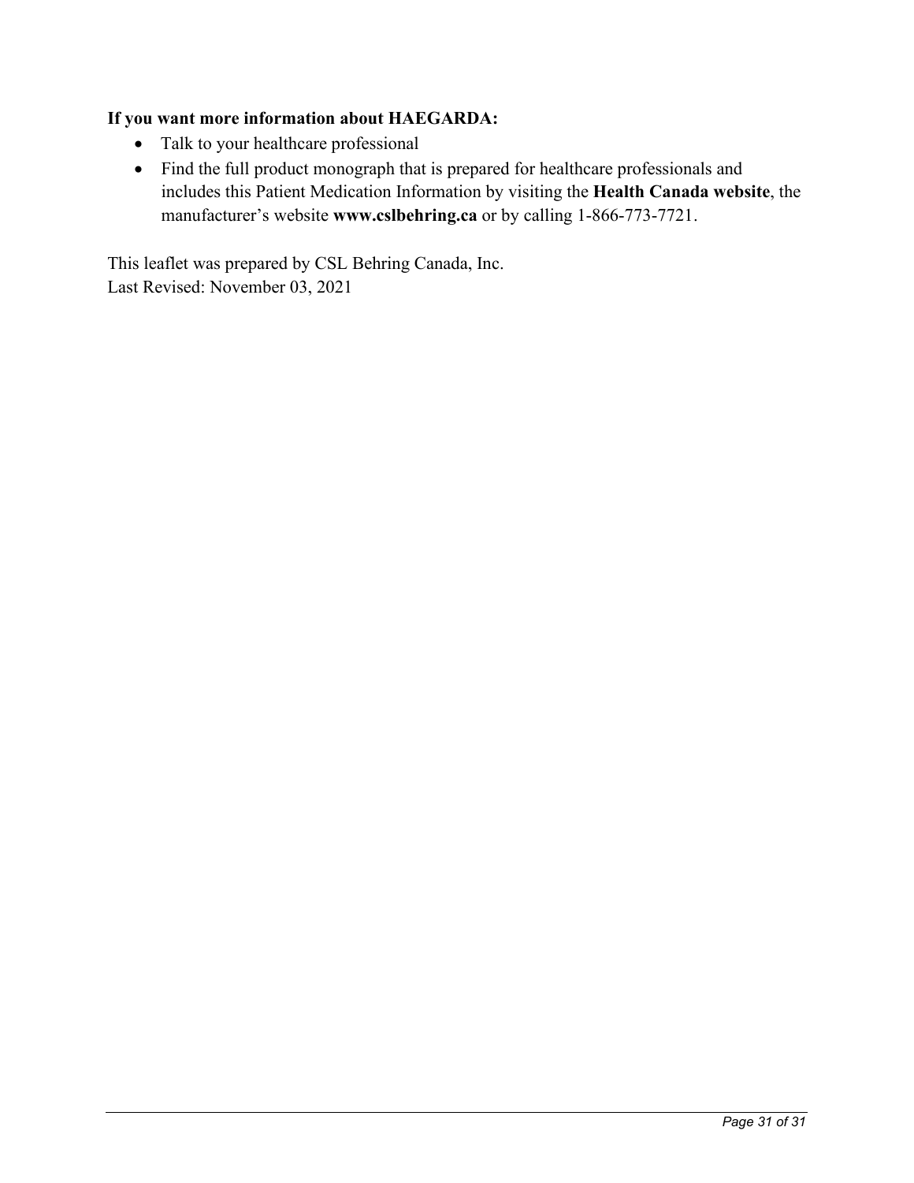**If you want more information about HAEGARDA:**

- Talk to your healthcare professional
- Find the full product monograph that is prepared for healthcare professionals and includes this Patient Medication Information by visiting the **Health Canada website**, the manufacturer's website **www.cslbehring.ca** or by calling 1-866-773-7721.

This leaflet was prepared by CSL Behring Canada, Inc.
Last Revised: November 03, 2021